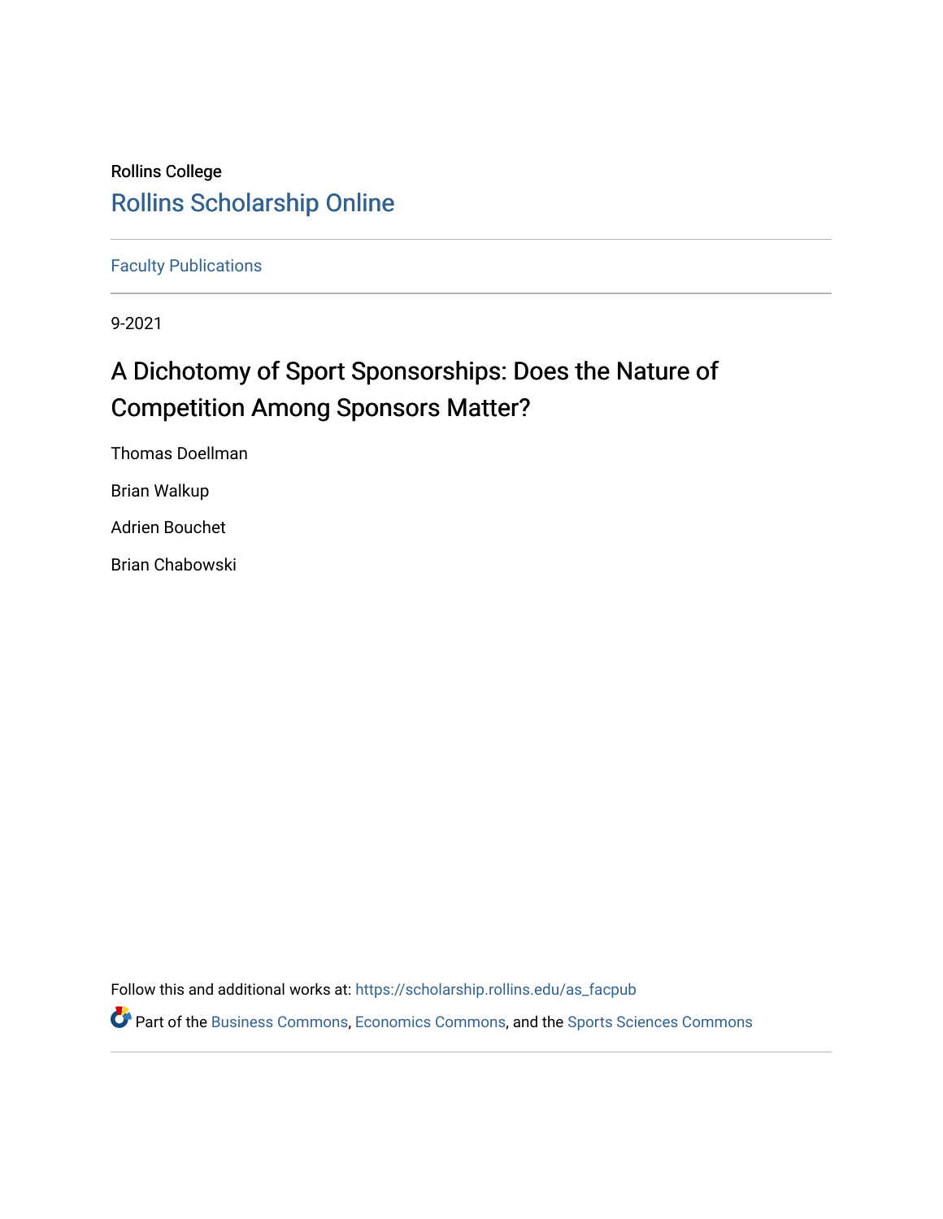Rollins College

# Rollins Scholarship Online

Faculty Publications

9-2021

## A Dichotomy of Sport Sponsorships: Does the Nature of Competition Among Sponsors Matter?

Thomas Doellman

Brian Walkup

Adrien Bouchet

Brian Chabowski

Follow this and additional works at: https://scholarship.rollins.edu/as_facpub

Part of the Business Commons, Economics Commons, and the Sports Sciences Commons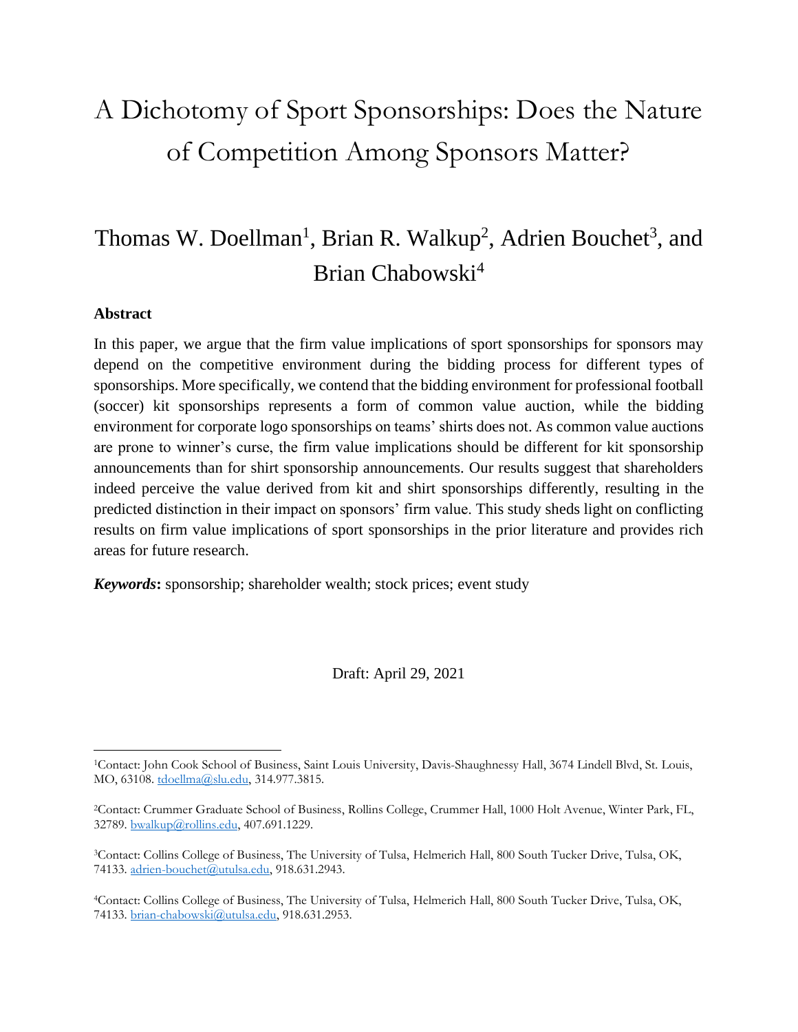# A Dichotomy of Sport Sponsorships: Does the Nature of Competition Among Sponsors Matter?

## Thomas W. Doellman[1], Brian R. Walkup[2], Adrien Bouchet[3], and Brian Chabowski[4]

**Abstract**

In this paper, we argue that the firm value implications of sport sponsorships for sponsors may depend on the competitive environment during the bidding process for different types of sponsorships. More specifically, we contend that the bidding environment for professional football (soccer) kit sponsorships represents a form of common value auction, while the bidding environment for corporate logo sponsorships on teams' shirts does not. As common value auctions are prone to winner's curse, the firm value implications should be different for kit sponsorship announcements than for shirt sponsorship announcements. Our results suggest that shareholders indeed perceive the value derived from kit and shirt sponsorships differently, resulting in the predicted distinction in their impact on sponsors' firm value. This study sheds light on conflicting results on firm value implications of sport sponsorships in the prior literature and provides rich areas for future research.

***Keywords*:** sponsorship; shareholder wealth; stock prices; event study

Draft: April 29, 2021

---

[1]Contact: John Cook School of Business, Saint Louis University, Davis-Shaughnessy Hall, 3674 Lindell Blvd, St. Louis, MO, 63108. tdoellma@slu.edu, 314.977.3815.

[2]Contact: Crummer Graduate School of Business, Rollins College, Crummer Hall, 1000 Holt Avenue, Winter Park, FL, 32789. bwalkup@rollins.edu, 407.691.1229.

[3]Contact: Collins College of Business, The University of Tulsa, Helmerich Hall, 800 South Tucker Drive, Tulsa, OK, 74133. adrien-bouchet@utulsa.edu, 918.631.2943.

[4]Contact: Collins College of Business, The University of Tulsa, Helmerich Hall, 800 South Tucker Drive, Tulsa, OK, 74133. brian-chabowski@utulsa.edu, 918.631.2953.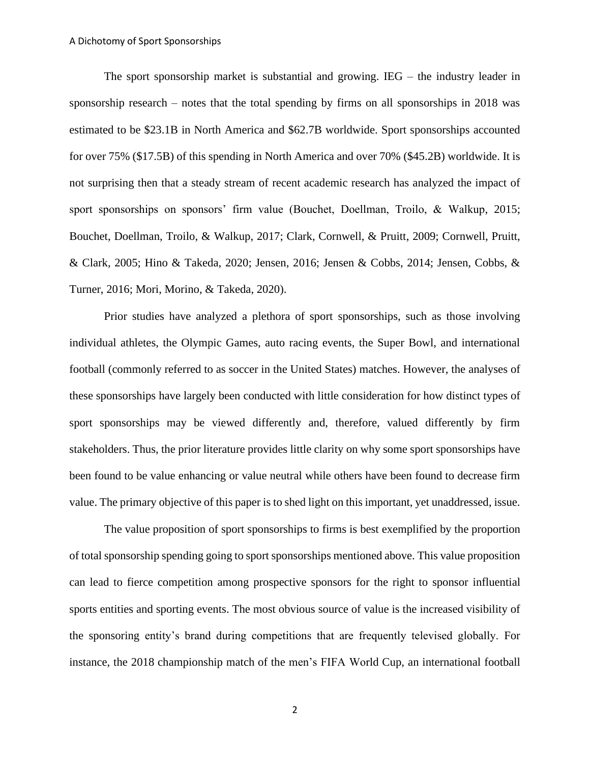The sport sponsorship market is substantial and growing. IEG – the industry leader in sponsorship research – notes that the total spending by firms on all sponsorships in 2018 was estimated to be $23.1B in North America and $62.7B worldwide. Sport sponsorships accounted for over 75% ($17.5B) of this spending in North America and over 70% ($45.2B) worldwide. It is not surprising then that a steady stream of recent academic research has analyzed the impact of sport sponsorships on sponsors' firm value (Bouchet, Doellman, Troilo, & Walkup, 2015; Bouchet, Doellman, Troilo, & Walkup, 2017; Clark, Cornwell, & Pruitt, 2009; Cornwell, Pruitt, & Clark, 2005; Hino & Takeda, 2020; Jensen, 2016; Jensen & Cobbs, 2014; Jensen, Cobbs, & Turner, 2016; Mori, Morino, & Takeda, 2020).

Prior studies have analyzed a plethora of sport sponsorships, such as those involving individual athletes, the Olympic Games, auto racing events, the Super Bowl, and international football (commonly referred to as soccer in the United States) matches. However, the analyses of these sponsorships have largely been conducted with little consideration for how distinct types of sport sponsorships may be viewed differently and, therefore, valued differently by firm stakeholders. Thus, the prior literature provides little clarity on why some sport sponsorships have been found to be value enhancing or value neutral while others have been found to decrease firm value. The primary objective of this paper is to shed light on this important, yet unaddressed, issue.

The value proposition of sport sponsorships to firms is best exemplified by the proportion of total sponsorship spending going to sport sponsorships mentioned above. This value proposition can lead to fierce competition among prospective sponsors for the right to sponsor influential sports entities and sporting events. The most obvious source of value is the increased visibility of the sponsoring entity's brand during competitions that are frequently televised globally. For instance, the 2018 championship match of the men's FIFA World Cup, an international football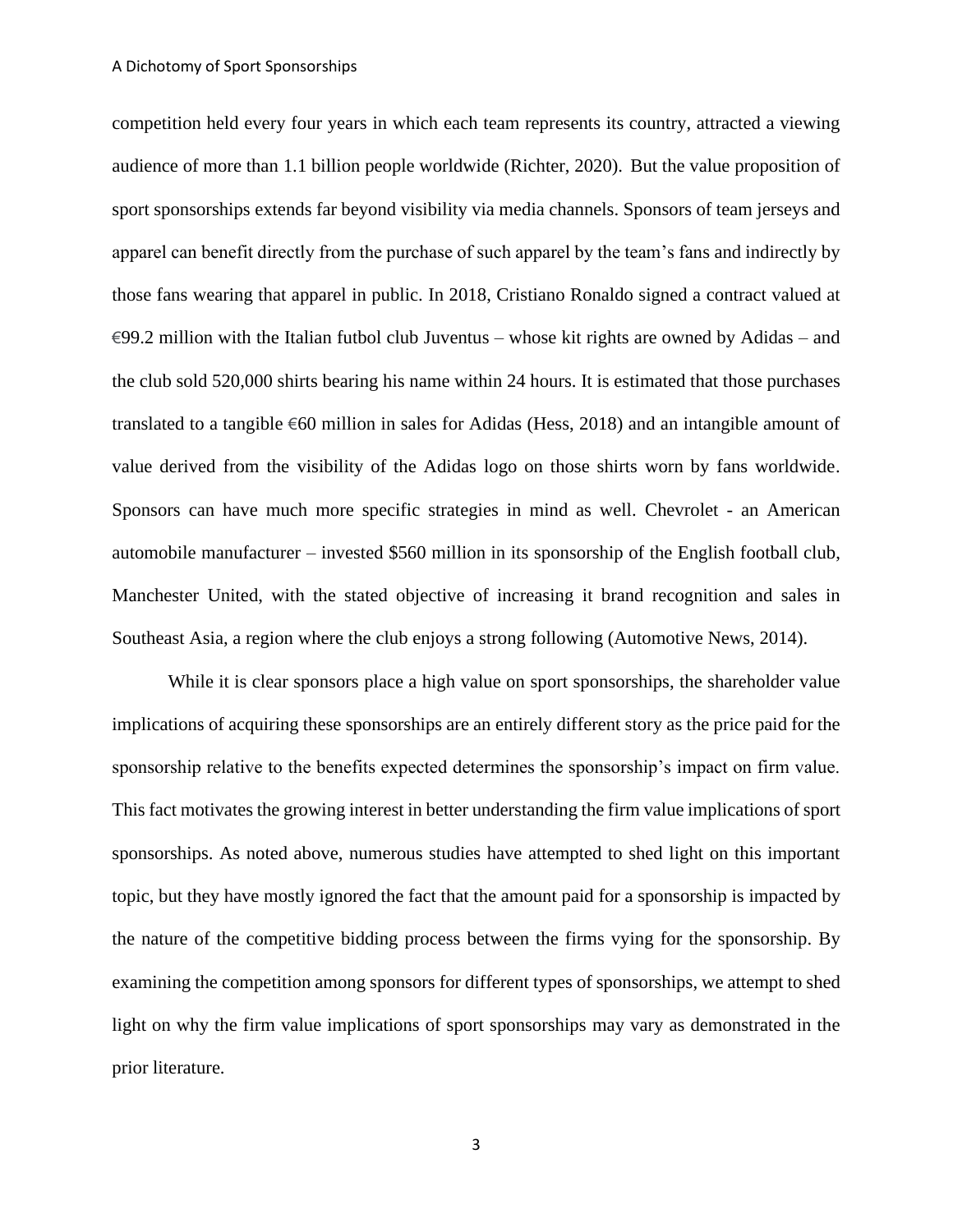competition held every four years in which each team represents its country, attracted a viewing audience of more than 1.1 billion people worldwide (Richter, 2020). But the value proposition of sport sponsorships extends far beyond visibility via media channels. Sponsors of team jerseys and apparel can benefit directly from the purchase of such apparel by the team's fans and indirectly by those fans wearing that apparel in public. In 2018, Cristiano Ronaldo signed a contract valued at €99.2 million with the Italian futbol club Juventus – whose kit rights are owned by Adidas – and the club sold 520,000 shirts bearing his name within 24 hours. It is estimated that those purchases translated to a tangible €60 million in sales for Adidas (Hess, 2018) and an intangible amount of value derived from the visibility of the Adidas logo on those shirts worn by fans worldwide. Sponsors can have much more specific strategies in mind as well. Chevrolet - an American automobile manufacturer – invested $560 million in its sponsorship of the English football club, Manchester United, with the stated objective of increasing it brand recognition and sales in Southeast Asia, a region where the club enjoys a strong following (Automotive News, 2014).

While it is clear sponsors place a high value on sport sponsorships, the shareholder value implications of acquiring these sponsorships are an entirely different story as the price paid for the sponsorship relative to the benefits expected determines the sponsorship's impact on firm value. This fact motivates the growing interest in better understanding the firm value implications of sport sponsorships. As noted above, numerous studies have attempted to shed light on this important topic, but they have mostly ignored the fact that the amount paid for a sponsorship is impacted by the nature of the competitive bidding process between the firms vying for the sponsorship. By examining the competition among sponsors for different types of sponsorships, we attempt to shed light on why the firm value implications of sport sponsorships may vary as demonstrated in the prior literature.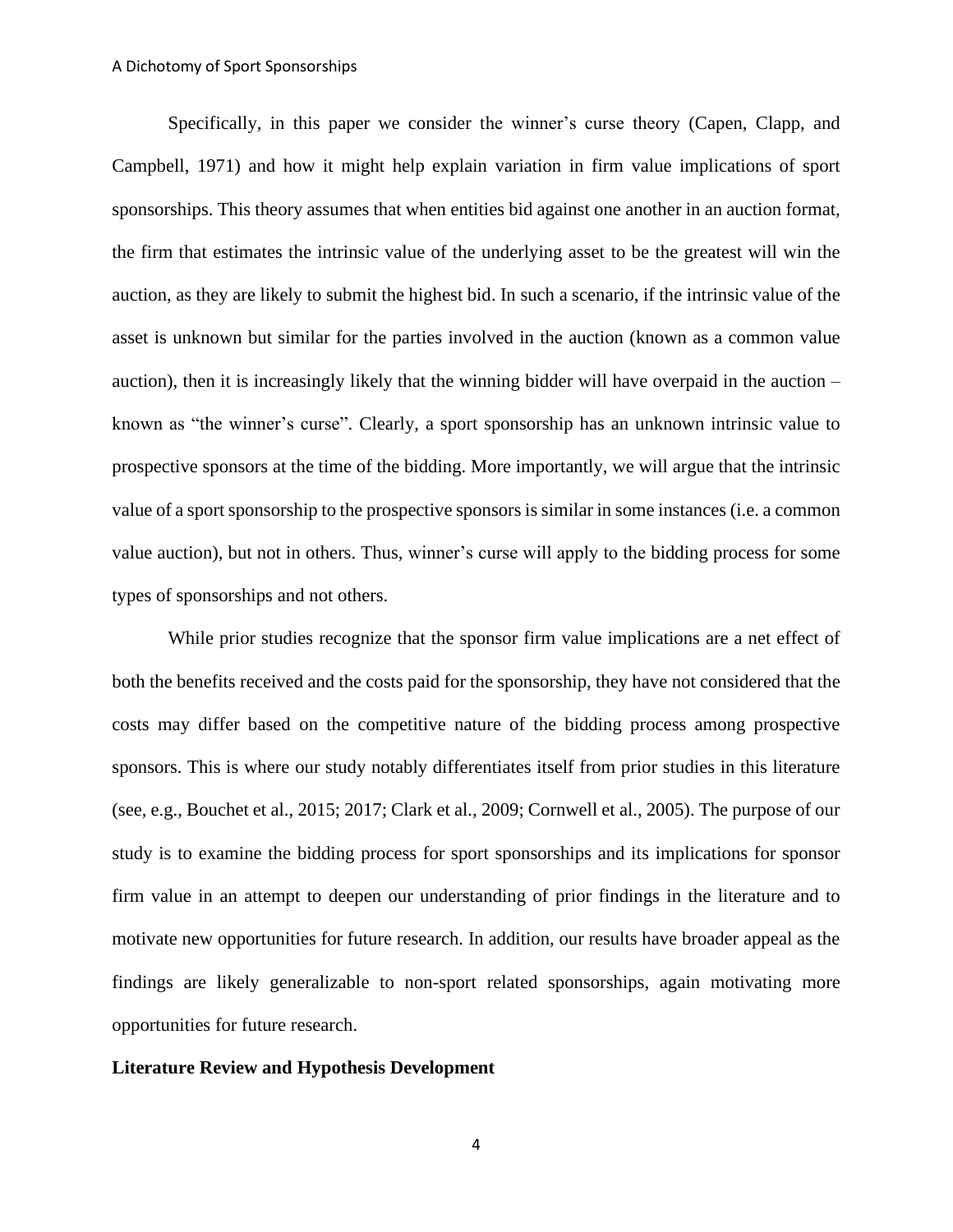Specifically, in this paper we consider the winner's curse theory (Capen, Clapp, and Campbell, 1971) and how it might help explain variation in firm value implications of sport sponsorships. This theory assumes that when entities bid against one another in an auction format, the firm that estimates the intrinsic value of the underlying asset to be the greatest will win the auction, as they are likely to submit the highest bid. In such a scenario, if the intrinsic value of the asset is unknown but similar for the parties involved in the auction (known as a common value auction), then it is increasingly likely that the winning bidder will have overpaid in the auction – known as "the winner's curse". Clearly, a sport sponsorship has an unknown intrinsic value to prospective sponsors at the time of the bidding. More importantly, we will argue that the intrinsic value of a sport sponsorship to the prospective sponsors is similar in some instances (i.e. a common value auction), but not in others. Thus, winner's curse will apply to the bidding process for some types of sponsorships and not others.

While prior studies recognize that the sponsor firm value implications are a net effect of both the benefits received and the costs paid for the sponsorship, they have not considered that the costs may differ based on the competitive nature of the bidding process among prospective sponsors. This is where our study notably differentiates itself from prior studies in this literature (see, e.g., Bouchet et al., 2015; 2017; Clark et al., 2009; Cornwell et al., 2005). The purpose of our study is to examine the bidding process for sport sponsorships and its implications for sponsor firm value in an attempt to deepen our understanding of prior findings in the literature and to motivate new opportunities for future research. In addition, our results have broader appeal as the findings are likely generalizable to non-sport related sponsorships, again motivating more opportunities for future research.

## Literature Review and Hypothesis Development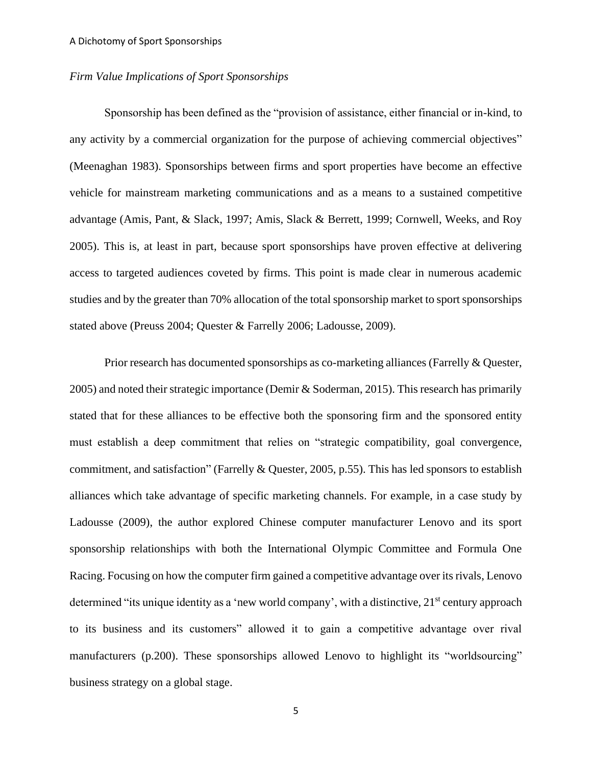*Firm Value Implications of Sport Sponsorships*

Sponsorship has been defined as the "provision of assistance, either financial or in-kind, to any activity by a commercial organization for the purpose of achieving commercial objectives" (Meenaghan 1983). Sponsorships between firms and sport properties have become an effective vehicle for mainstream marketing communications and as a means to a sustained competitive advantage (Amis, Pant, & Slack, 1997; Amis, Slack & Berrett, 1999; Cornwell, Weeks, and Roy 2005). This is, at least in part, because sport sponsorships have proven effective at delivering access to targeted audiences coveted by firms. This point is made clear in numerous academic studies and by the greater than 70% allocation of the total sponsorship market to sport sponsorships stated above (Preuss 2004; Quester & Farrelly 2006; Ladousse, 2009).

Prior research has documented sponsorships as co-marketing alliances (Farrelly & Quester, 2005) and noted their strategic importance (Demir & Soderman, 2015). This research has primarily stated that for these alliances to be effective both the sponsoring firm and the sponsored entity must establish a deep commitment that relies on "strategic compatibility, goal convergence, commitment, and satisfaction" (Farrelly & Quester, 2005, p.55). This has led sponsors to establish alliances which take advantage of specific marketing channels. For example, in a case study by Ladousse (2009), the author explored Chinese computer manufacturer Lenovo and its sport sponsorship relationships with both the International Olympic Committee and Formula One Racing. Focusing on how the computer firm gained a competitive advantage over its rivals, Lenovo determined "its unique identity as a 'new world company', with a distinctive, 21st century approach to its business and its customers" allowed it to gain a competitive advantage over rival manufacturers (p.200). These sponsorships allowed Lenovo to highlight its "worldsourcing" business strategy on a global stage.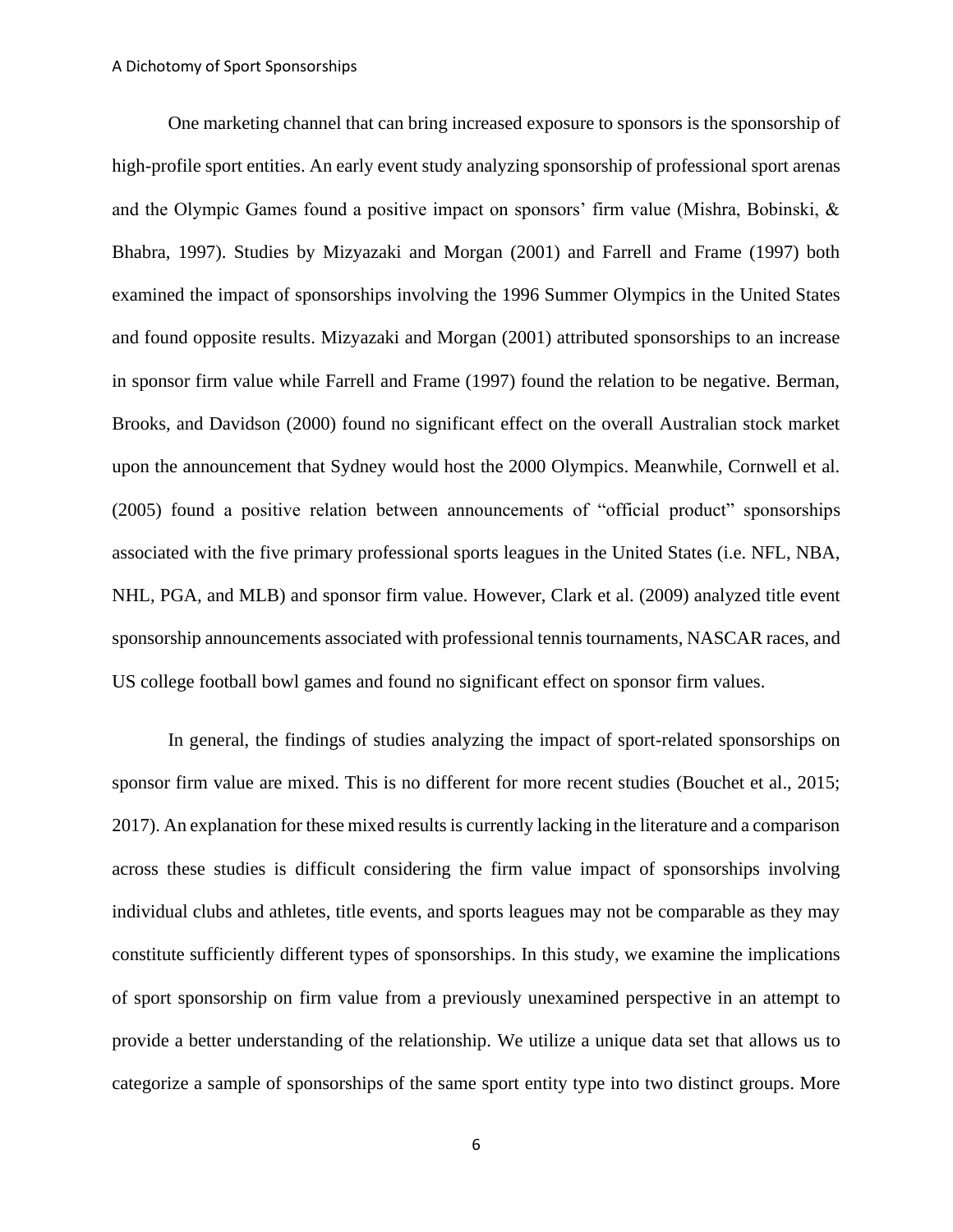One marketing channel that can bring increased exposure to sponsors is the sponsorship of high-profile sport entities. An early event study analyzing sponsorship of professional sport arenas and the Olympic Games found a positive impact on sponsors' firm value (Mishra, Bobinski, & Bhabra, 1997). Studies by Mizyazaki and Morgan (2001) and Farrell and Frame (1997) both examined the impact of sponsorships involving the 1996 Summer Olympics in the United States and found opposite results. Mizyazaki and Morgan (2001) attributed sponsorships to an increase in sponsor firm value while Farrell and Frame (1997) found the relation to be negative. Berman, Brooks, and Davidson (2000) found no significant effect on the overall Australian stock market upon the announcement that Sydney would host the 2000 Olympics. Meanwhile, Cornwell et al. (2005) found a positive relation between announcements of "official product" sponsorships associated with the five primary professional sports leagues in the United States (i.e. NFL, NBA, NHL, PGA, and MLB) and sponsor firm value. However, Clark et al. (2009) analyzed title event sponsorship announcements associated with professional tennis tournaments, NASCAR races, and US college football bowl games and found no significant effect on sponsor firm values.

In general, the findings of studies analyzing the impact of sport-related sponsorships on sponsor firm value are mixed. This is no different for more recent studies (Bouchet et al., 2015; 2017). An explanation for these mixed results is currently lacking in the literature and a comparison across these studies is difficult considering the firm value impact of sponsorships involving individual clubs and athletes, title events, and sports leagues may not be comparable as they may constitute sufficiently different types of sponsorships. In this study, we examine the implications of sport sponsorship on firm value from a previously unexamined perspective in an attempt to provide a better understanding of the relationship. We utilize a unique data set that allows us to categorize a sample of sponsorships of the same sport entity type into two distinct groups. More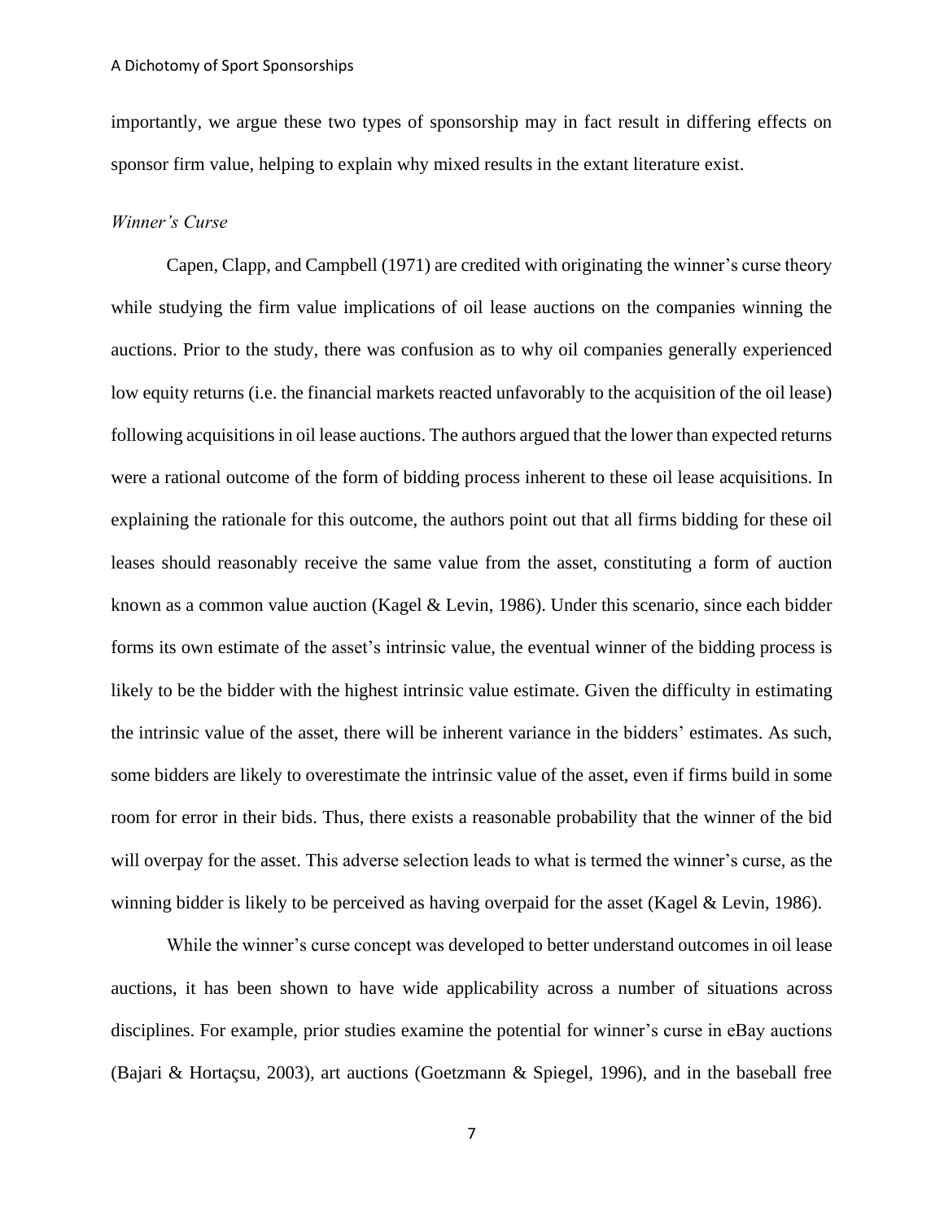importantly, we argue these two types of sponsorship may in fact result in differing effects on sponsor firm value, helping to explain why mixed results in the extant literature exist.

*Winner's Curse*

Capen, Clapp, and Campbell (1971) are credited with originating the winner's curse theory while studying the firm value implications of oil lease auctions on the companies winning the auctions. Prior to the study, there was confusion as to why oil companies generally experienced low equity returns (i.e. the financial markets reacted unfavorably to the acquisition of the oil lease) following acquisitions in oil lease auctions. The authors argued that the lower than expected returns were a rational outcome of the form of bidding process inherent to these oil lease acquisitions. In explaining the rationale for this outcome, the authors point out that all firms bidding for these oil leases should reasonably receive the same value from the asset, constituting a form of auction known as a common value auction (Kagel & Levin, 1986). Under this scenario, since each bidder forms its own estimate of the asset's intrinsic value, the eventual winner of the bidding process is likely to be the bidder with the highest intrinsic value estimate. Given the difficulty in estimating the intrinsic value of the asset, there will be inherent variance in the bidders' estimates. As such, some bidders are likely to overestimate the intrinsic value of the asset, even if firms build in some room for error in their bids. Thus, there exists a reasonable probability that the winner of the bid will overpay for the asset. This adverse selection leads to what is termed the winner's curse, as the winning bidder is likely to be perceived as having overpaid for the asset (Kagel & Levin, 1986).

While the winner's curse concept was developed to better understand outcomes in oil lease auctions, it has been shown to have wide applicability across a number of situations across disciplines. For example, prior studies examine the potential for winner's curse in eBay auctions (Bajari & Hortaçsu, 2003), art auctions (Goetzmann & Spiegel, 1996), and in the baseball free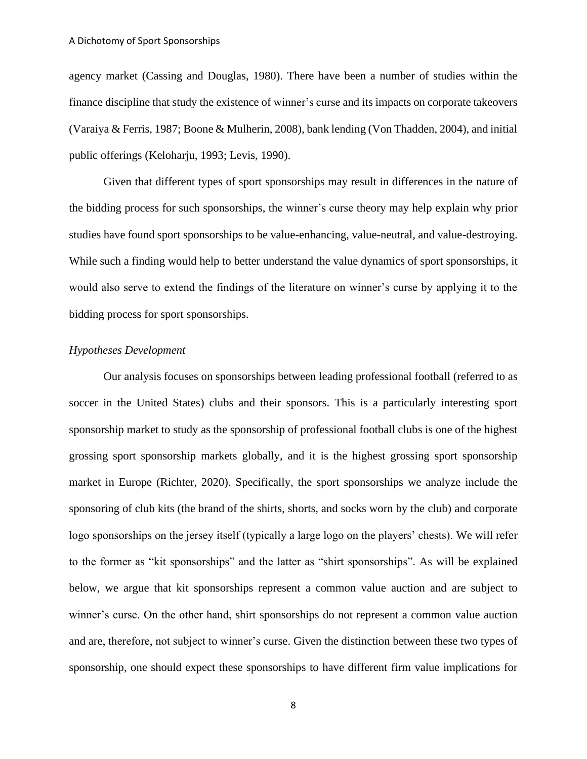agency market (Cassing and Douglas, 1980). There have been a number of studies within the finance discipline that study the existence of winner's curse and its impacts on corporate takeovers (Varaiya & Ferris, 1987; Boone & Mulherin, 2008), bank lending (Von Thadden, 2004), and initial public offerings (Keloharju, 1993; Levis, 1990).

Given that different types of sport sponsorships may result in differences in the nature of the bidding process for such sponsorships, the winner's curse theory may help explain why prior studies have found sport sponsorships to be value-enhancing, value-neutral, and value-destroying. While such a finding would help to better understand the value dynamics of sport sponsorships, it would also serve to extend the findings of the literature on winner's curse by applying it to the bidding process for sport sponsorships.

### *Hypotheses Development*

Our analysis focuses on sponsorships between leading professional football (referred to as soccer in the United States) clubs and their sponsors. This is a particularly interesting sport sponsorship market to study as the sponsorship of professional football clubs is one of the highest grossing sport sponsorship markets globally, and it is the highest grossing sport sponsorship market in Europe (Richter, 2020). Specifically, the sport sponsorships we analyze include the sponsoring of club kits (the brand of the shirts, shorts, and socks worn by the club) and corporate logo sponsorships on the jersey itself (typically a large logo on the players' chests). We will refer to the former as "kit sponsorships" and the latter as "shirt sponsorships". As will be explained below, we argue that kit sponsorships represent a common value auction and are subject to winner's curse. On the other hand, shirt sponsorships do not represent a common value auction and are, therefore, not subject to winner's curse. Given the distinction between these two types of sponsorship, one should expect these sponsorships to have different firm value implications for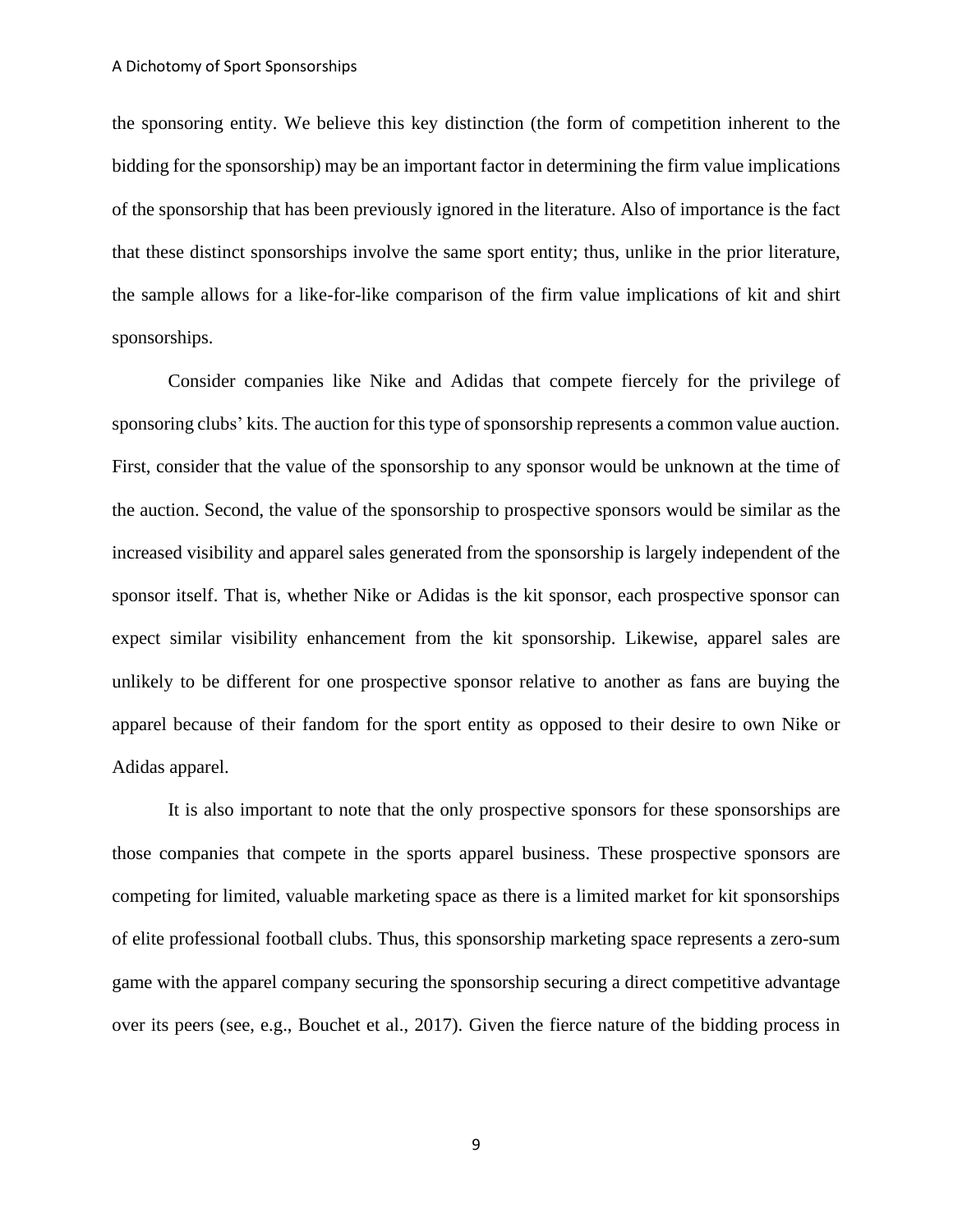the sponsoring entity. We believe this key distinction (the form of competition inherent to the bidding for the sponsorship) may be an important factor in determining the firm value implications of the sponsorship that has been previously ignored in the literature. Also of importance is the fact that these distinct sponsorships involve the same sport entity; thus, unlike in the prior literature, the sample allows for a like-for-like comparison of the firm value implications of kit and shirt sponsorships.

Consider companies like Nike and Adidas that compete fiercely for the privilege of sponsoring clubs' kits. The auction for this type of sponsorship represents a common value auction. First, consider that the value of the sponsorship to any sponsor would be unknown at the time of the auction. Second, the value of the sponsorship to prospective sponsors would be similar as the increased visibility and apparel sales generated from the sponsorship is largely independent of the sponsor itself. That is, whether Nike or Adidas is the kit sponsor, each prospective sponsor can expect similar visibility enhancement from the kit sponsorship. Likewise, apparel sales are unlikely to be different for one prospective sponsor relative to another as fans are buying the apparel because of their fandom for the sport entity as opposed to their desire to own Nike or Adidas apparel.

It is also important to note that the only prospective sponsors for these sponsorships are those companies that compete in the sports apparel business. These prospective sponsors are competing for limited, valuable marketing space as there is a limited market for kit sponsorships of elite professional football clubs. Thus, this sponsorship marketing space represents a zero-sum game with the apparel company securing the sponsorship securing a direct competitive advantage over its peers (see, e.g., Bouchet et al., 2017). Given the fierce nature of the bidding process in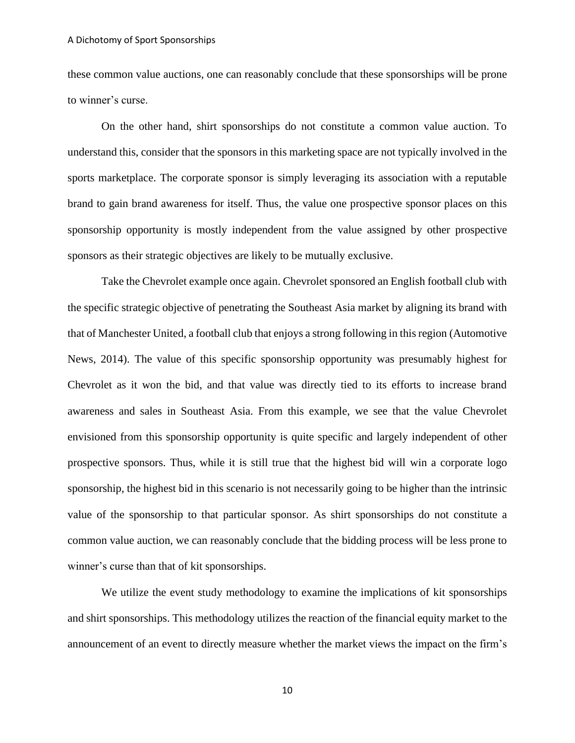these common value auctions, one can reasonably conclude that these sponsorships will be prone to winner's curse.

On the other hand, shirt sponsorships do not constitute a common value auction. To understand this, consider that the sponsors in this marketing space are not typically involved in the sports marketplace. The corporate sponsor is simply leveraging its association with a reputable brand to gain brand awareness for itself. Thus, the value one prospective sponsor places on this sponsorship opportunity is mostly independent from the value assigned by other prospective sponsors as their strategic objectives are likely to be mutually exclusive.

Take the Chevrolet example once again. Chevrolet sponsored an English football club with the specific strategic objective of penetrating the Southeast Asia market by aligning its brand with that of Manchester United, a football club that enjoys a strong following in this region (Automotive News, 2014). The value of this specific sponsorship opportunity was presumably highest for Chevrolet as it won the bid, and that value was directly tied to its efforts to increase brand awareness and sales in Southeast Asia. From this example, we see that the value Chevrolet envisioned from this sponsorship opportunity is quite specific and largely independent of other prospective sponsors. Thus, while it is still true that the highest bid will win a corporate logo sponsorship, the highest bid in this scenario is not necessarily going to be higher than the intrinsic value of the sponsorship to that particular sponsor. As shirt sponsorships do not constitute a common value auction, we can reasonably conclude that the bidding process will be less prone to winner's curse than that of kit sponsorships.

We utilize the event study methodology to examine the implications of kit sponsorships and shirt sponsorships. This methodology utilizes the reaction of the financial equity market to the announcement of an event to directly measure whether the market views the impact on the firm's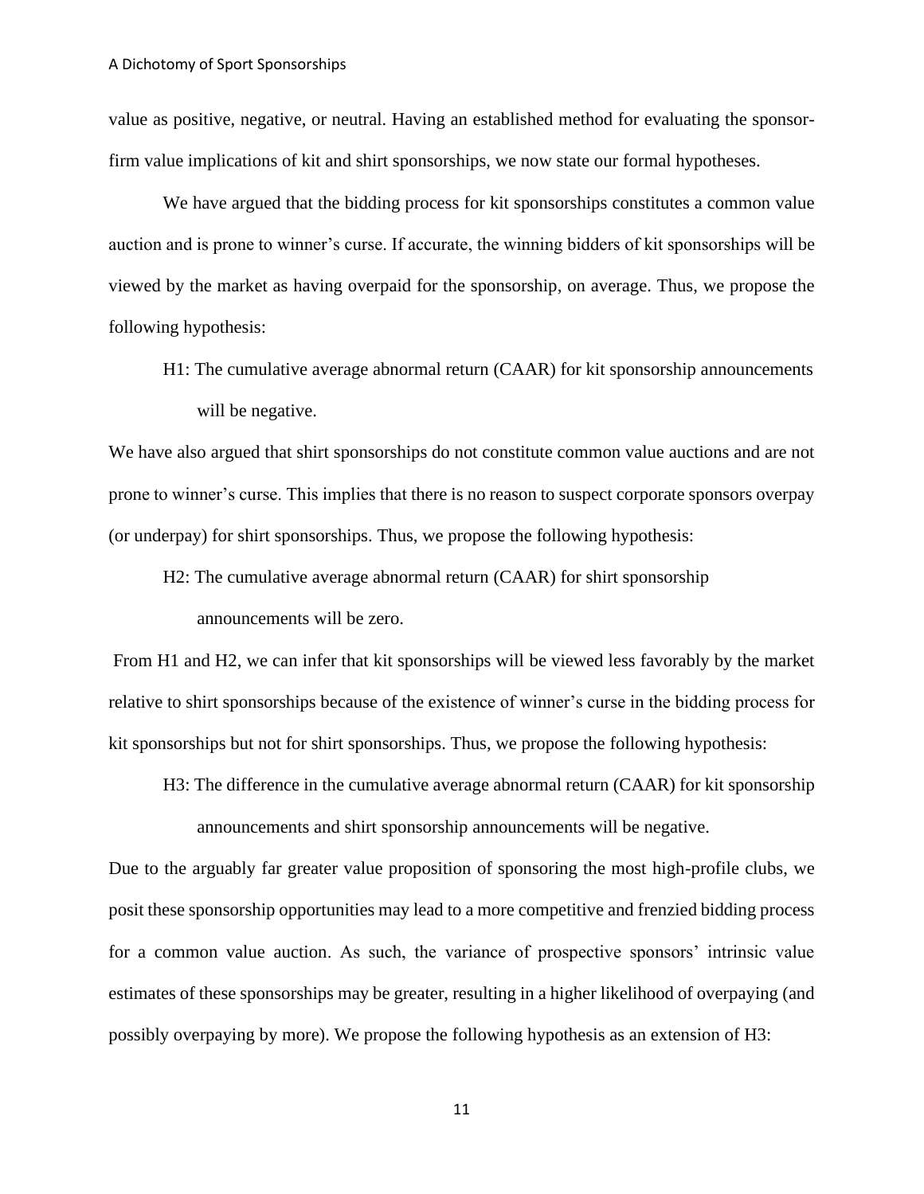value as positive, negative, or neutral. Having an established method for evaluating the sponsor-firm value implications of kit and shirt sponsorships, we now state our formal hypotheses.

We have argued that the bidding process for kit sponsorships constitutes a common value auction and is prone to winner's curse. If accurate, the winning bidders of kit sponsorships will be viewed by the market as having overpaid for the sponsorship, on average. Thus, we propose the following hypothesis:

> H1: The cumulative average abnormal return (CAAR) for kit sponsorship announcements will be negative.

We have also argued that shirt sponsorships do not constitute common value auctions and are not prone to winner's curse. This implies that there is no reason to suspect corporate sponsors overpay (or underpay) for shirt sponsorships. Thus, we propose the following hypothesis:

> H2: The cumulative average abnormal return (CAAR) for shirt sponsorship announcements will be zero.

From H1 and H2, we can infer that kit sponsorships will be viewed less favorably by the market relative to shirt sponsorships because of the existence of winner's curse in the bidding process for kit sponsorships but not for shirt sponsorships. Thus, we propose the following hypothesis:

> H3: The difference in the cumulative average abnormal return (CAAR) for kit sponsorship announcements and shirt sponsorship announcements will be negative.

Due to the arguably far greater value proposition of sponsoring the most high-profile clubs, we posit these sponsorship opportunities may lead to a more competitive and frenzied bidding process for a common value auction. As such, the variance of prospective sponsors' intrinsic value estimates of these sponsorships may be greater, resulting in a higher likelihood of overpaying (and possibly overpaying by more). We propose the following hypothesis as an extension of H3: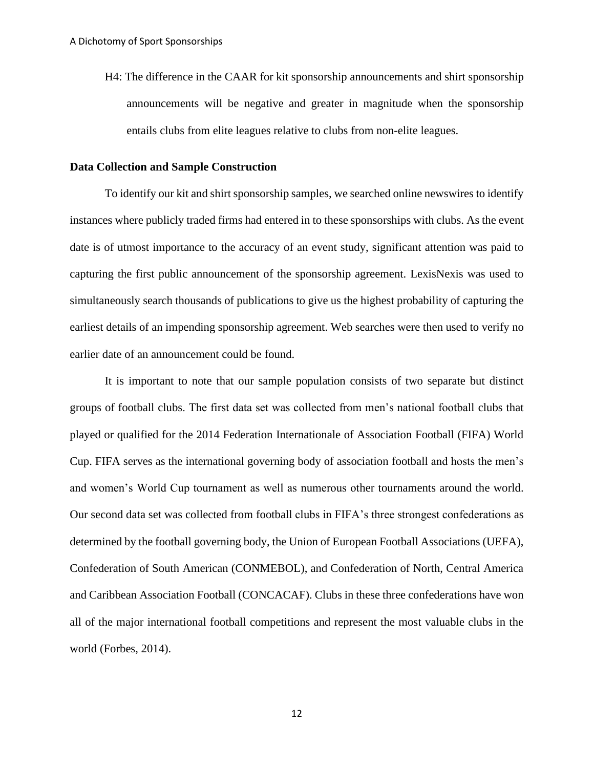H4: The difference in the CAAR for kit sponsorship announcements and shirt sponsorship announcements will be negative and greater in magnitude when the sponsorship entails clubs from elite leagues relative to clubs from non-elite leagues.

**Data Collection and Sample Construction**

To identify our kit and shirt sponsorship samples, we searched online newswires to identify instances where publicly traded firms had entered in to these sponsorships with clubs. As the event date is of utmost importance to the accuracy of an event study, significant attention was paid to capturing the first public announcement of the sponsorship agreement. LexisNexis was used to simultaneously search thousands of publications to give us the highest probability of capturing the earliest details of an impending sponsorship agreement. Web searches were then used to verify no earlier date of an announcement could be found.

It is important to note that our sample population consists of two separate but distinct groups of football clubs. The first data set was collected from men's national football clubs that played or qualified for the 2014 Federation Internationale of Association Football (FIFA) World Cup. FIFA serves as the international governing body of association football and hosts the men's and women's World Cup tournament as well as numerous other tournaments around the world. Our second data set was collected from football clubs in FIFA's three strongest confederations as determined by the football governing body, the Union of European Football Associations (UEFA), Confederation of South American (CONMEBOL), and Confederation of North, Central America and Caribbean Association Football (CONCACAF). Clubs in these three confederations have won all of the major international football competitions and represent the most valuable clubs in the world (Forbes, 2014).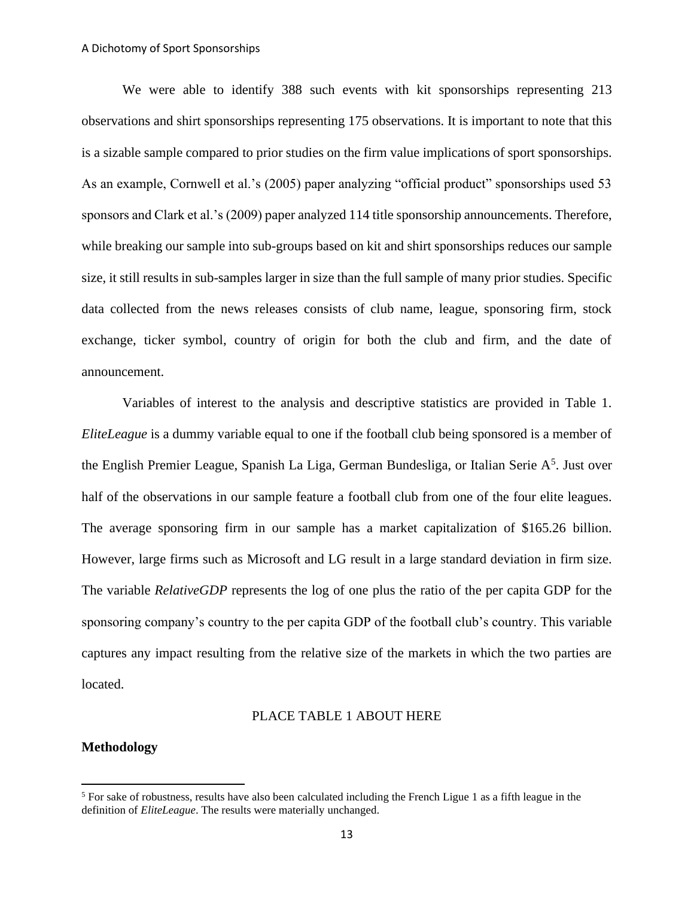We were able to identify 388 such events with kit sponsorships representing 213 observations and shirt sponsorships representing 175 observations. It is important to note that this is a sizable sample compared to prior studies on the firm value implications of sport sponsorships. As an example, Cornwell et al.'s (2005) paper analyzing "official product" sponsorships used 53 sponsors and Clark et al.'s (2009) paper analyzed 114 title sponsorship announcements. Therefore, while breaking our sample into sub-groups based on kit and shirt sponsorships reduces our sample size, it still results in sub-samples larger in size than the full sample of many prior studies. Specific data collected from the news releases consists of club name, league, sponsoring firm, stock exchange, ticker symbol, country of origin for both the club and firm, and the date of announcement.

Variables of interest to the analysis and descriptive statistics are provided in Table 1. *EliteLeague* is a dummy variable equal to one if the football club being sponsored is a member of the English Premier League, Spanish La Liga, German Bundesliga, or Italian Serie A[5]. Just over half of the observations in our sample feature a football club from one of the four elite leagues. The average sponsoring firm in our sample has a market capitalization of $165.26 billion. However, large firms such as Microsoft and LG result in a large standard deviation in firm size. The variable *RelativeGDP* represents the log of one plus the ratio of the per capita GDP for the sponsoring company's country to the per capita GDP of the football club's country. This variable captures any impact resulting from the relative size of the markets in which the two parties are located.

PLACE TABLE 1 ABOUT HERE

**Methodology**

[5] For sake of robustness, results have also been calculated including the French Ligue 1 as a fifth league in the definition of *EliteLeague*. The results were materially unchanged.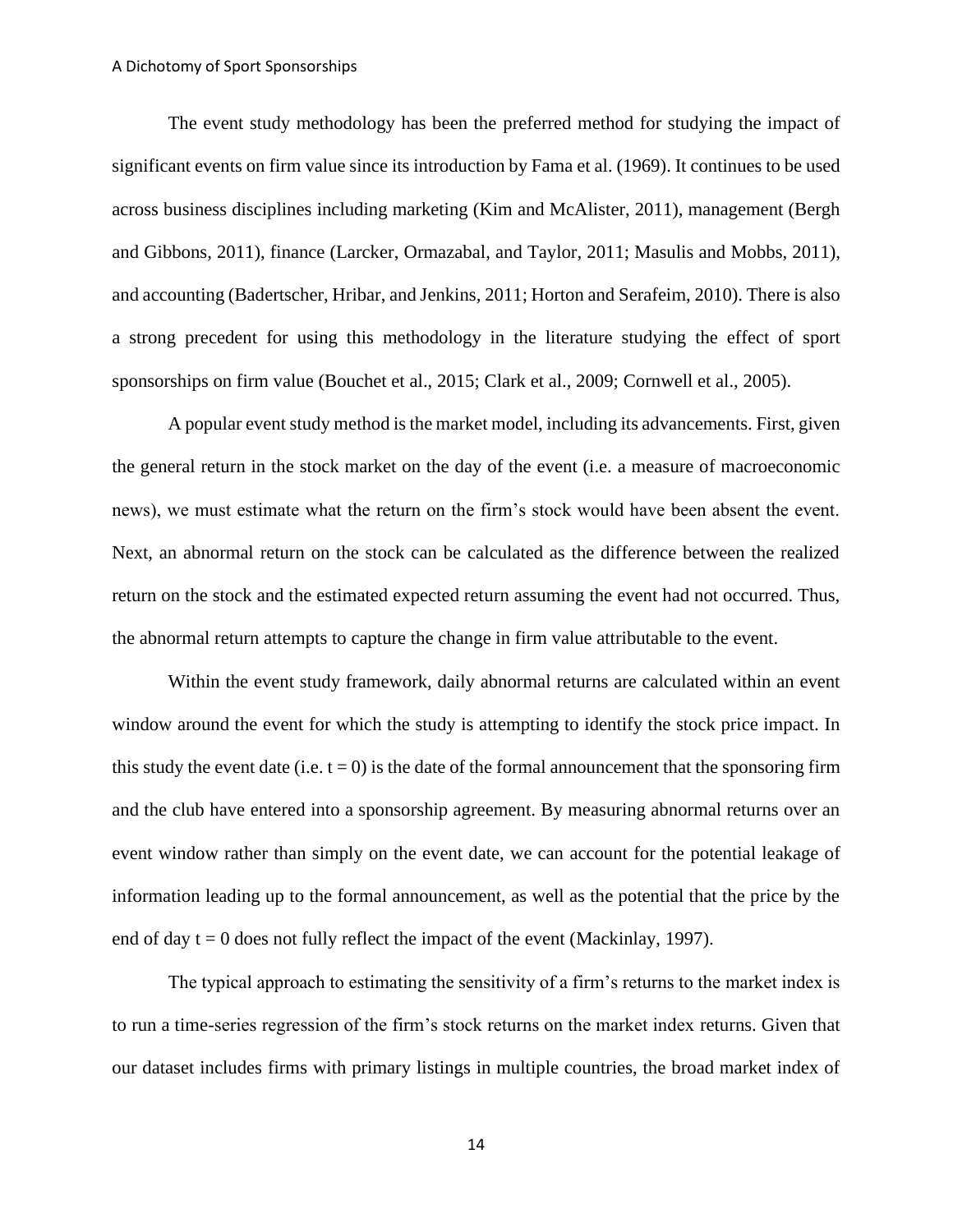The event study methodology has been the preferred method for studying the impact of significant events on firm value since its introduction by Fama et al. (1969). It continues to be used across business disciplines including marketing (Kim and McAlister, 2011), management (Bergh and Gibbons, 2011), finance (Larcker, Ormazabal, and Taylor, 2011; Masulis and Mobbs, 2011), and accounting (Badertscher, Hribar, and Jenkins, 2011; Horton and Serafeim, 2010). There is also a strong precedent for using this methodology in the literature studying the effect of sport sponsorships on firm value (Bouchet et al., 2015; Clark et al., 2009; Cornwell et al., 2005).

A popular event study method is the market model, including its advancements. First, given the general return in the stock market on the day of the event (i.e. a measure of macroeconomic news), we must estimate what the return on the firm's stock would have been absent the event. Next, an abnormal return on the stock can be calculated as the difference between the realized return on the stock and the estimated expected return assuming the event had not occurred. Thus, the abnormal return attempts to capture the change in firm value attributable to the event.

Within the event study framework, daily abnormal returns are calculated within an event window around the event for which the study is attempting to identify the stock price impact. In this study the event date (i.e. $t = 0$) is the date of the formal announcement that the sponsoring firm and the club have entered into a sponsorship agreement. By measuring abnormal returns over an event window rather than simply on the event date, we can account for the potential leakage of information leading up to the formal announcement, as well as the potential that the price by the end of day $t = 0$ does not fully reflect the impact of the event (Mackinlay, 1997).

The typical approach to estimating the sensitivity of a firm's returns to the market index is to run a time-series regression of the firm's stock returns on the market index returns. Given that our dataset includes firms with primary listings in multiple countries, the broad market index of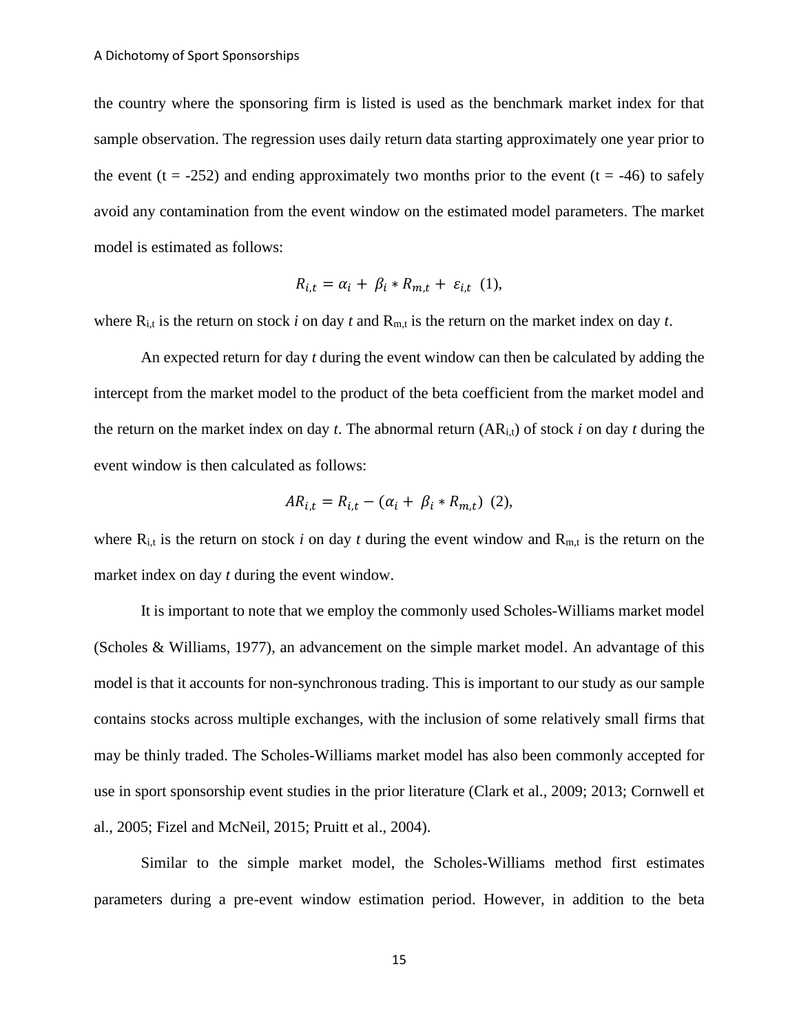the country where the sponsoring firm is listed is used as the benchmark market index for that sample observation. The regression uses daily return data starting approximately one year prior to the event (t = -252) and ending approximately two months prior to the event (t = -46) to safely avoid any contamination from the event window on the estimated model parameters. The market model is estimated as follows:

$$R_{i,t} = \alpha_i + \beta_i * R_{m,t} + \varepsilon_{i,t} \quad (1),$$

where $R_{i,t}$ is the return on stock *i* on day *t* and $R_{m,t}$ is the return on the market index on day *t*.

An expected return for day *t* during the event window can then be calculated by adding the intercept from the market model to the product of the beta coefficient from the market model and the return on the market index on day *t*. The abnormal return ($AR_{i,t}$) of stock *i* on day *t* during the event window is then calculated as follows:

$$AR_{i,t} = R_{i,t} - (\alpha_i + \beta_i * R_{m,t}) \quad (2),$$

where $R_{i,t}$ is the return on stock *i* on day *t* during the event window and $R_{m,t}$ is the return on the market index on day *t* during the event window.

It is important to note that we employ the commonly used Scholes-Williams market model (Scholes & Williams, 1977), an advancement on the simple market model. An advantage of this model is that it accounts for non-synchronous trading. This is important to our study as our sample contains stocks across multiple exchanges, with the inclusion of some relatively small firms that may be thinly traded. The Scholes-Williams market model has also been commonly accepted for use in sport sponsorship event studies in the prior literature (Clark et al., 2009; 2013; Cornwell et al., 2005; Fizel and McNeil, 2015; Pruitt et al., 2004).

Similar to the simple market model, the Scholes-Williams method first estimates parameters during a pre-event window estimation period. However, in addition to the beta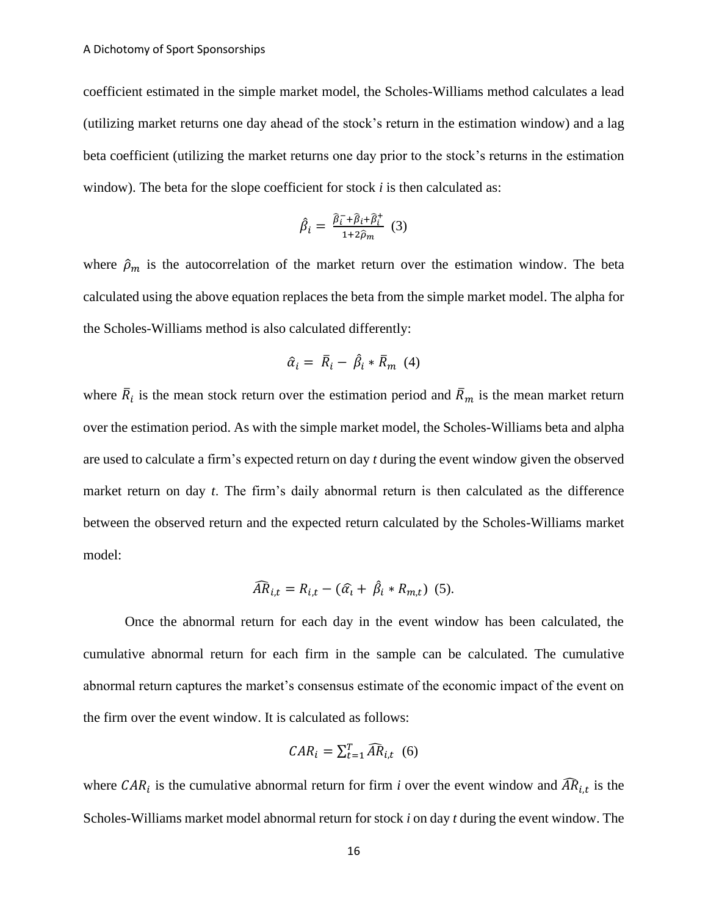coefficient estimated in the simple market model, the Scholes-Williams method calculates a lead (utilizing market returns one day ahead of the stock's return in the estimation window) and a lag beta coefficient (utilizing the market returns one day prior to the stock's returns in the estimation window). The beta for the slope coefficient for stock *i* is then calculated as:

$$\hat{\beta}_i = \frac{\hat{\beta}_i^- + \hat{\beta}_i + \hat{\beta}_i^+}{1 + 2\hat{\rho}_m} \quad (3)$$

where $\hat{\rho}_m$ is the autocorrelation of the market return over the estimation window. The beta calculated using the above equation replaces the beta from the simple market model. The alpha for the Scholes-Williams method is also calculated differently:

$$\hat{\alpha}_i = \bar{R}_i - \hat{\beta}_i * \bar{R}_m \quad (4)$$

where $\bar{R}_i$ is the mean stock return over the estimation period and $\bar{R}_m$ is the mean market return over the estimation period. As with the simple market model, the Scholes-Williams beta and alpha are used to calculate a firm's expected return on day *t* during the event window given the observed market return on day *t*. The firm's daily abnormal return is then calculated as the difference between the observed return and the expected return calculated by the Scholes-Williams market model:

$$\widehat{AR}_{i,t} = R_{i,t} - (\hat{\alpha}_i + \hat{\beta}_i * R_{m,t}) \quad (5).$$

Once the abnormal return for each day in the event window has been calculated, the cumulative abnormal return for each firm in the sample can be calculated. The cumulative abnormal return captures the market's consensus estimate of the economic impact of the event on the firm over the event window. It is calculated as follows:

$$CAR_i = \sum_{t=1}^{T} \widehat{AR}_{i,t} \quad (6)$$

where $CAR_i$ is the cumulative abnormal return for firm *i* over the event window and $\widehat{AR}_{i,t}$ is the Scholes-Williams market model abnormal return for stock *i* on day *t* during the event window. The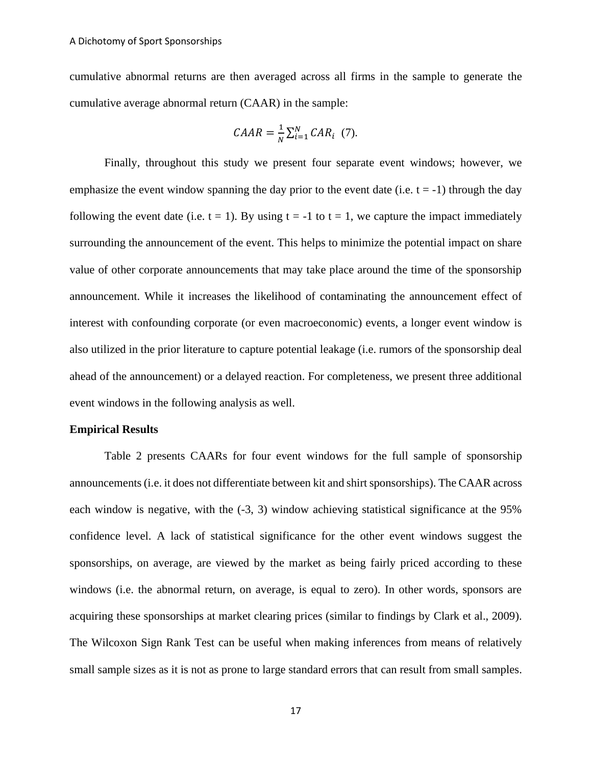cumulative abnormal returns are then averaged across all firms in the sample to generate the cumulative average abnormal return (CAAR) in the sample:

$$CAAR = \frac{1}{N}\sum_{i=1}^{N} CAR_i \quad (7).$$

Finally, throughout this study we present four separate event windows; however, we emphasize the event window spanning the day prior to the event date (i.e. t = -1) through the day following the event date (i.e. t = 1). By using t = -1 to t = 1, we capture the impact immediately surrounding the announcement of the event. This helps to minimize the potential impact on share value of other corporate announcements that may take place around the time of the sponsorship announcement. While it increases the likelihood of contaminating the announcement effect of interest with confounding corporate (or even macroeconomic) events, a longer event window is also utilized in the prior literature to capture potential leakage (i.e. rumors of the sponsorship deal ahead of the announcement) or a delayed reaction. For completeness, we present three additional event windows in the following analysis as well.

**Empirical Results**

Table 2 presents CAARs for four event windows for the full sample of sponsorship announcements (i.e. it does not differentiate between kit and shirt sponsorships). The CAAR across each window is negative, with the (-3, 3) window achieving statistical significance at the 95% confidence level. A lack of statistical significance for the other event windows suggest the sponsorships, on average, are viewed by the market as being fairly priced according to these windows (i.e. the abnormal return, on average, is equal to zero). In other words, sponsors are acquiring these sponsorships at market clearing prices (similar to findings by Clark et al., 2009). The Wilcoxon Sign Rank Test can be useful when making inferences from means of relatively small sample sizes as it is not as prone to large standard errors that can result from small samples.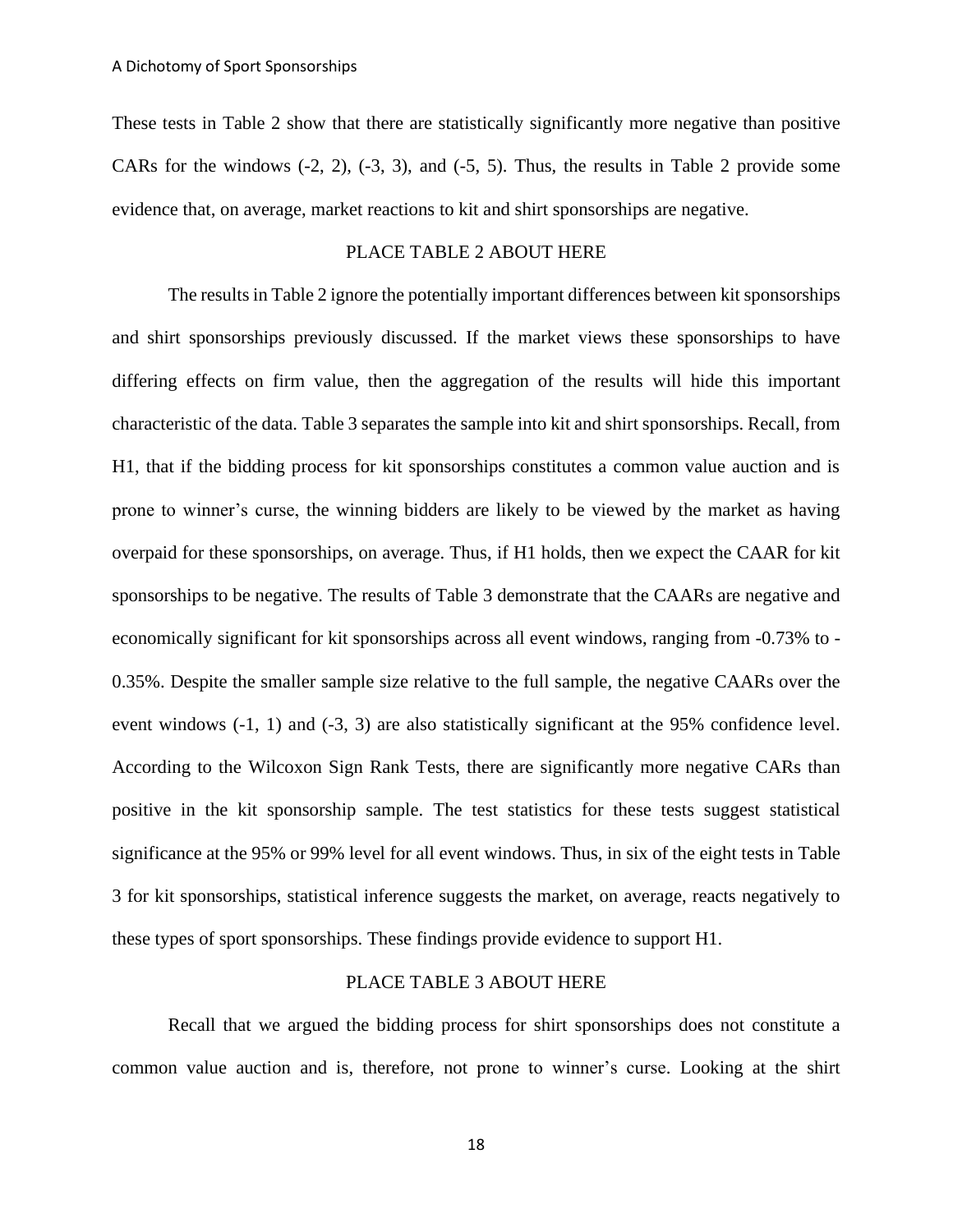These tests in Table 2 show that there are statistically significantly more negative than positive CARs for the windows (-2, 2), (-3, 3), and (-5, 5). Thus, the results in Table 2 provide some evidence that, on average, market reactions to kit and shirt sponsorships are negative.

PLACE TABLE 2 ABOUT HERE

The results in Table 2 ignore the potentially important differences between kit sponsorships and shirt sponsorships previously discussed. If the market views these sponsorships to have differing effects on firm value, then the aggregation of the results will hide this important characteristic of the data. Table 3 separates the sample into kit and shirt sponsorships. Recall, from H1, that if the bidding process for kit sponsorships constitutes a common value auction and is prone to winner's curse, the winning bidders are likely to be viewed by the market as having overpaid for these sponsorships, on average. Thus, if H1 holds, then we expect the CAAR for kit sponsorships to be negative. The results of Table 3 demonstrate that the CAARs are negative and economically significant for kit sponsorships across all event windows, ranging from -0.73% to -0.35%. Despite the smaller sample size relative to the full sample, the negative CAARs over the event windows (-1, 1) and (-3, 3) are also statistically significant at the 95% confidence level. According to the Wilcoxon Sign Rank Tests, there are significantly more negative CARs than positive in the kit sponsorship sample. The test statistics for these tests suggest statistical significance at the 95% or 99% level for all event windows. Thus, in six of the eight tests in Table 3 for kit sponsorships, statistical inference suggests the market, on average, reacts negatively to these types of sport sponsorships. These findings provide evidence to support H1.

PLACE TABLE 3 ABOUT HERE

Recall that we argued the bidding process for shirt sponsorships does not constitute a common value auction and is, therefore, not prone to winner's curse. Looking at the shirt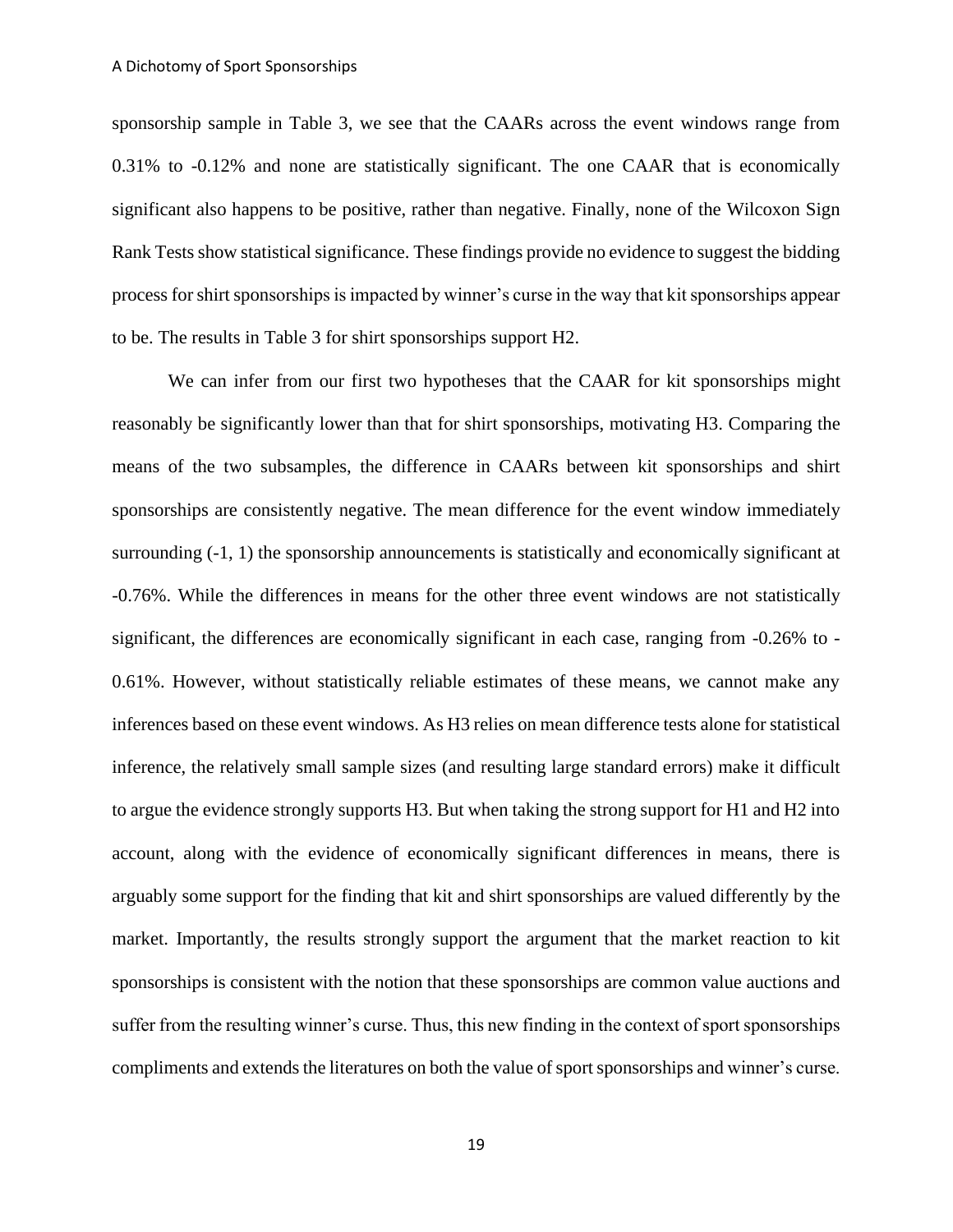sponsorship sample in Table 3, we see that the CAARs across the event windows range from 0.31% to -0.12% and none are statistically significant. The one CAAR that is economically significant also happens to be positive, rather than negative. Finally, none of the Wilcoxon Sign Rank Tests show statistical significance. These findings provide no evidence to suggest the bidding process for shirt sponsorships is impacted by winner's curse in the way that kit sponsorships appear to be. The results in Table 3 for shirt sponsorships support H2.

We can infer from our first two hypotheses that the CAAR for kit sponsorships might reasonably be significantly lower than that for shirt sponsorships, motivating H3. Comparing the means of the two subsamples, the difference in CAARs between kit sponsorships and shirt sponsorships are consistently negative. The mean difference for the event window immediately surrounding (-1, 1) the sponsorship announcements is statistically and economically significant at -0.76%. While the differences in means for the other three event windows are not statistically significant, the differences are economically significant in each case, ranging from -0.26% to -0.61%. However, without statistically reliable estimates of these means, we cannot make any inferences based on these event windows. As H3 relies on mean difference tests alone for statistical inference, the relatively small sample sizes (and resulting large standard errors) make it difficult to argue the evidence strongly supports H3. But when taking the strong support for H1 and H2 into account, along with the evidence of economically significant differences in means, there is arguably some support for the finding that kit and shirt sponsorships are valued differently by the market. Importantly, the results strongly support the argument that the market reaction to kit sponsorships is consistent with the notion that these sponsorships are common value auctions and suffer from the resulting winner's curse. Thus, this new finding in the context of sport sponsorships compliments and extends the literatures on both the value of sport sponsorships and winner's curse.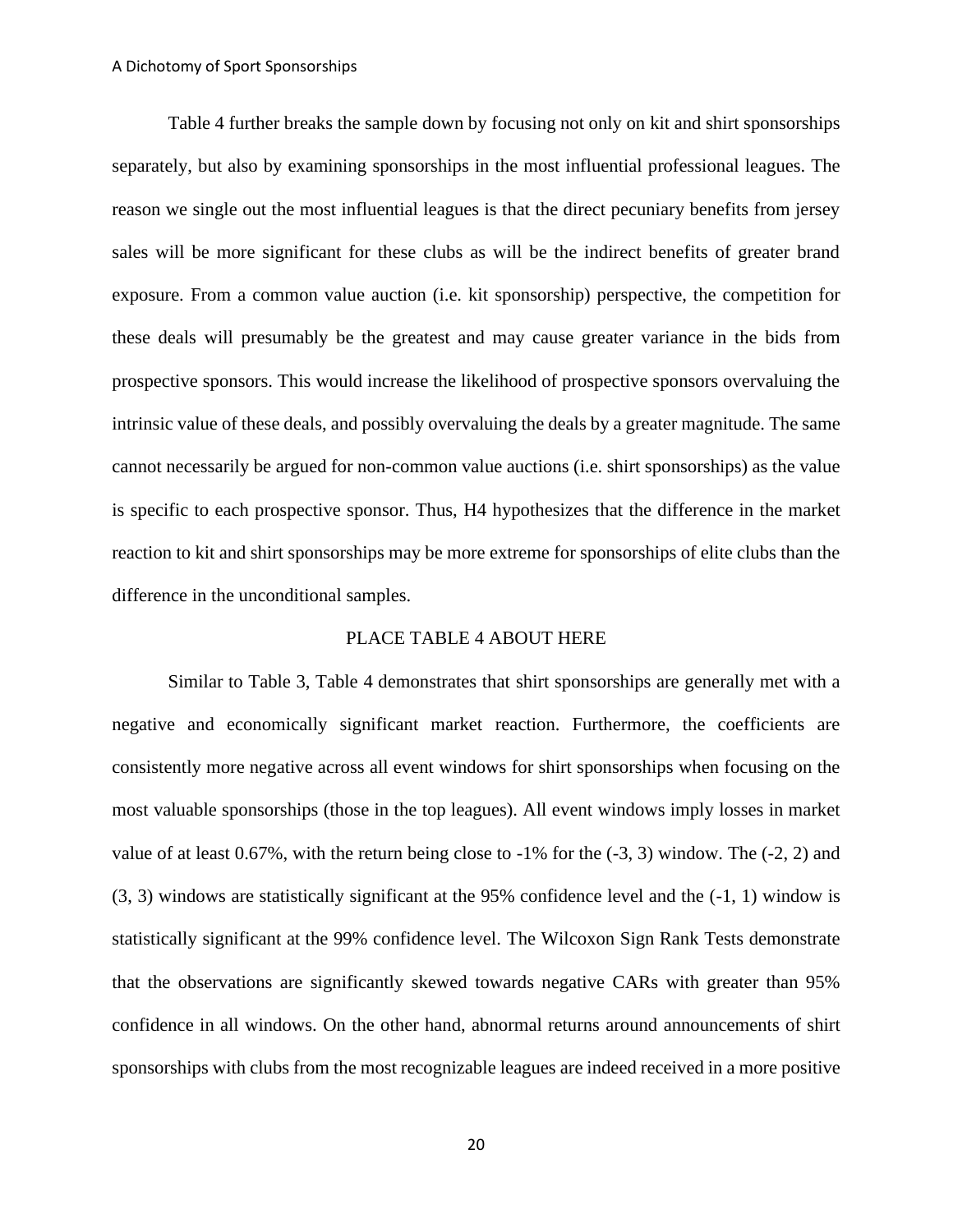Table 4 further breaks the sample down by focusing not only on kit and shirt sponsorships separately, but also by examining sponsorships in the most influential professional leagues. The reason we single out the most influential leagues is that the direct pecuniary benefits from jersey sales will be more significant for these clubs as will be the indirect benefits of greater brand exposure. From a common value auction (i.e. kit sponsorship) perspective, the competition for these deals will presumably be the greatest and may cause greater variance in the bids from prospective sponsors. This would increase the likelihood of prospective sponsors overvaluing the intrinsic value of these deals, and possibly overvaluing the deals by a greater magnitude. The same cannot necessarily be argued for non-common value auctions (i.e. shirt sponsorships) as the value is specific to each prospective sponsor. Thus, H4 hypothesizes that the difference in the market reaction to kit and shirt sponsorships may be more extreme for sponsorships of elite clubs than the difference in the unconditional samples.

PLACE TABLE 4 ABOUT HERE

Similar to Table 3, Table 4 demonstrates that shirt sponsorships are generally met with a negative and economically significant market reaction. Furthermore, the coefficients are consistently more negative across all event windows for shirt sponsorships when focusing on the most valuable sponsorships (those in the top leagues). All event windows imply losses in market value of at least 0.67%, with the return being close to -1% for the (-3, 3) window. The (-2, 2) and (3, 3) windows are statistically significant at the 95% confidence level and the (-1, 1) window is statistically significant at the 99% confidence level. The Wilcoxon Sign Rank Tests demonstrate that the observations are significantly skewed towards negative CARs with greater than 95% confidence in all windows. On the other hand, abnormal returns around announcements of shirt sponsorships with clubs from the most recognizable leagues are indeed received in a more positive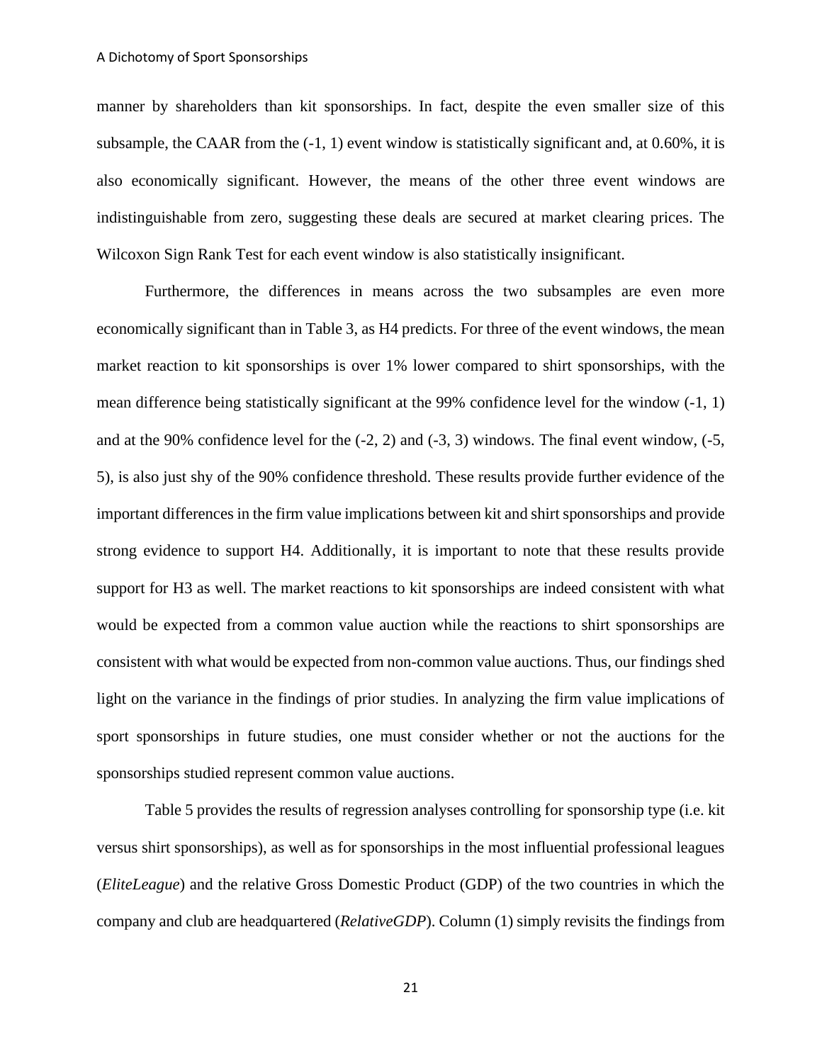manner by shareholders than kit sponsorships. In fact, despite the even smaller size of this subsample, the CAAR from the (-1, 1) event window is statistically significant and, at 0.60%, it is also economically significant. However, the means of the other three event windows are indistinguishable from zero, suggesting these deals are secured at market clearing prices. The Wilcoxon Sign Rank Test for each event window is also statistically insignificant.

Furthermore, the differences in means across the two subsamples are even more economically significant than in Table 3, as H4 predicts. For three of the event windows, the mean market reaction to kit sponsorships is over 1% lower compared to shirt sponsorships, with the mean difference being statistically significant at the 99% confidence level for the window (-1, 1) and at the 90% confidence level for the (-2, 2) and (-3, 3) windows. The final event window, (-5, 5), is also just shy of the 90% confidence threshold. These results provide further evidence of the important differences in the firm value implications between kit and shirt sponsorships and provide strong evidence to support H4. Additionally, it is important to note that these results provide support for H3 as well. The market reactions to kit sponsorships are indeed consistent with what would be expected from a common value auction while the reactions to shirt sponsorships are consistent with what would be expected from non-common value auctions. Thus, our findings shed light on the variance in the findings of prior studies. In analyzing the firm value implications of sport sponsorships in future studies, one must consider whether or not the auctions for the sponsorships studied represent common value auctions.

Table 5 provides the results of regression analyses controlling for sponsorship type (i.e. kit versus shirt sponsorships), as well as for sponsorships in the most influential professional leagues (*EliteLeague*) and the relative Gross Domestic Product (GDP) of the two countries in which the company and club are headquartered (*RelativeGDP*). Column (1) simply revisits the findings from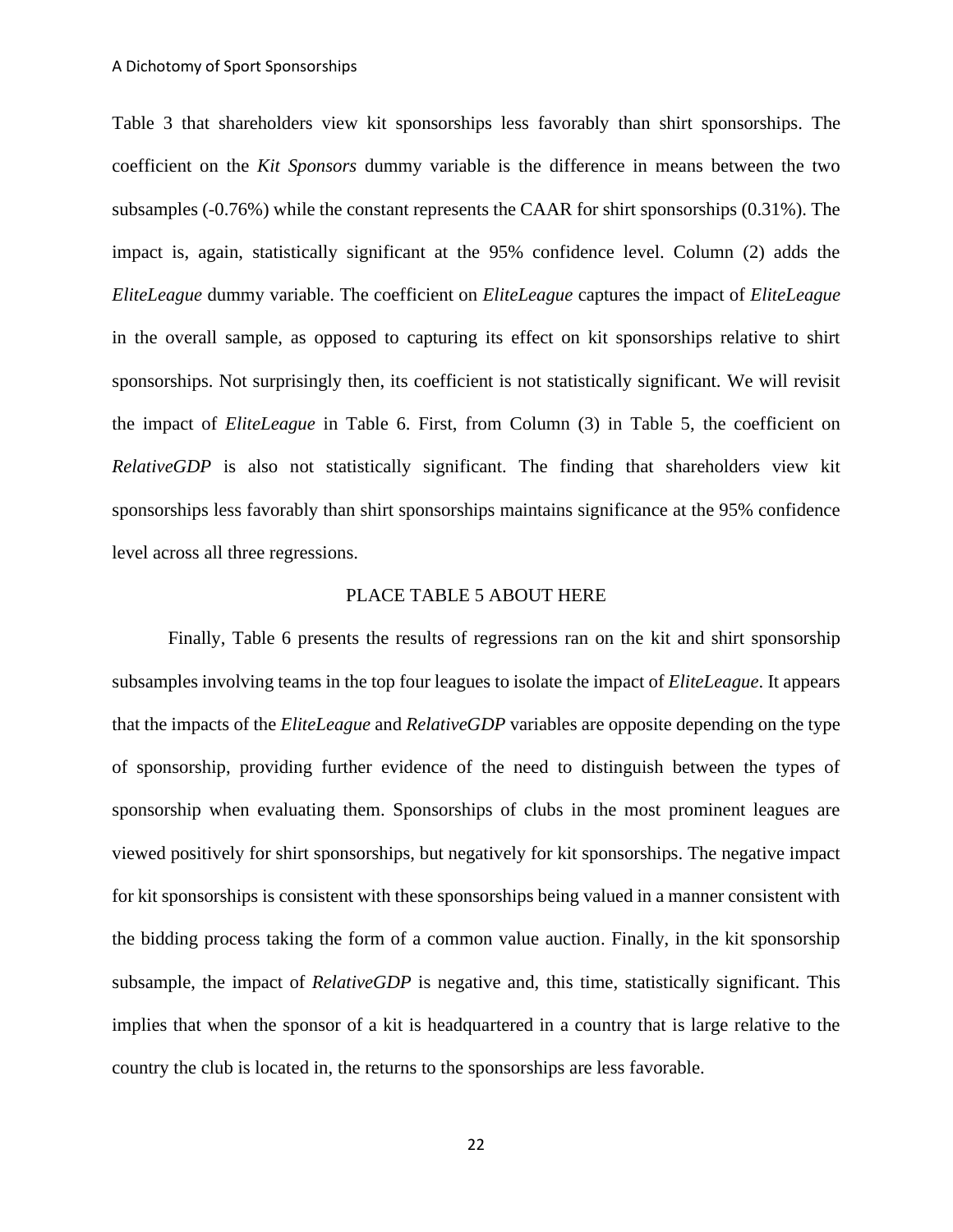Table 3 that shareholders view kit sponsorships less favorably than shirt sponsorships. The coefficient on the *Kit Sponsors* dummy variable is the difference in means between the two subsamples (-0.76%) while the constant represents the CAAR for shirt sponsorships (0.31%). The impact is, again, statistically significant at the 95% confidence level. Column (2) adds the *EliteLeague* dummy variable. The coefficient on *EliteLeague* captures the impact of *EliteLeague* in the overall sample, as opposed to capturing its effect on kit sponsorships relative to shirt sponsorships. Not surprisingly then, its coefficient is not statistically significant. We will revisit the impact of *EliteLeague* in Table 6. First, from Column (3) in Table 5, the coefficient on *RelativeGDP* is also not statistically significant. The finding that shareholders view kit sponsorships less favorably than shirt sponsorships maintains significance at the 95% confidence level across all three regressions.

PLACE TABLE 5 ABOUT HERE

Finally, Table 6 presents the results of regressions ran on the kit and shirt sponsorship subsamples involving teams in the top four leagues to isolate the impact of *EliteLeague*. It appears that the impacts of the *EliteLeague* and *RelativeGDP* variables are opposite depending on the type of sponsorship, providing further evidence of the need to distinguish between the types of sponsorship when evaluating them. Sponsorships of clubs in the most prominent leagues are viewed positively for shirt sponsorships, but negatively for kit sponsorships. The negative impact for kit sponsorships is consistent with these sponsorships being valued in a manner consistent with the bidding process taking the form of a common value auction. Finally, in the kit sponsorship subsample, the impact of *RelativeGDP* is negative and, this time, statistically significant. This implies that when the sponsor of a kit is headquartered in a country that is large relative to the country the club is located in, the returns to the sponsorships are less favorable.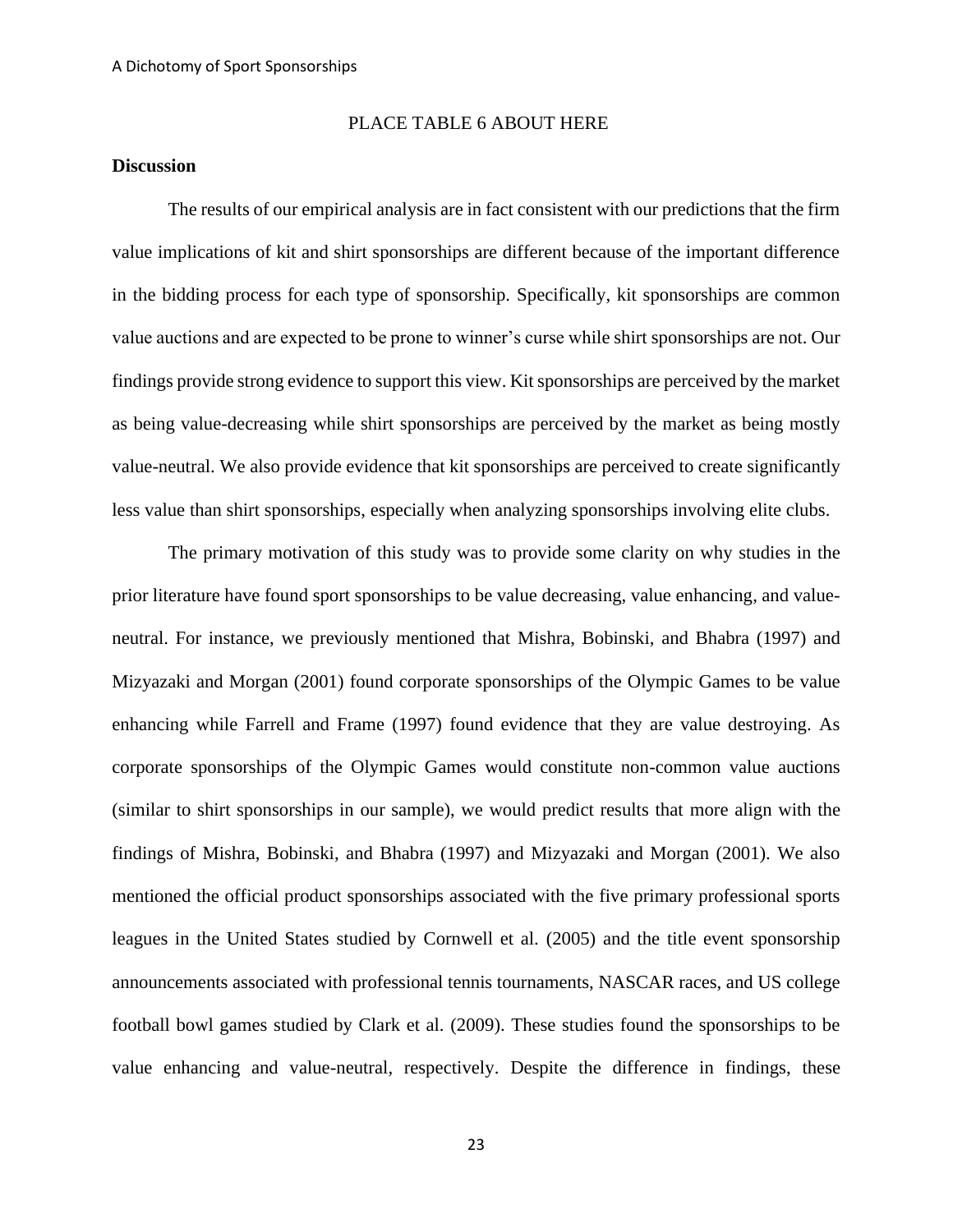PLACE TABLE 6 ABOUT HERE

**Discussion**

The results of our empirical analysis are in fact consistent with our predictions that the firm value implications of kit and shirt sponsorships are different because of the important difference in the bidding process for each type of sponsorship. Specifically, kit sponsorships are common value auctions and are expected to be prone to winner's curse while shirt sponsorships are not. Our findings provide strong evidence to support this view. Kit sponsorships are perceived by the market as being value-decreasing while shirt sponsorships are perceived by the market as being mostly value-neutral. We also provide evidence that kit sponsorships are perceived to create significantly less value than shirt sponsorships, especially when analyzing sponsorships involving elite clubs.

The primary motivation of this study was to provide some clarity on why studies in the prior literature have found sport sponsorships to be value decreasing, value enhancing, and value-neutral. For instance, we previously mentioned that Mishra, Bobinski, and Bhabra (1997) and Mizyazaki and Morgan (2001) found corporate sponsorships of the Olympic Games to be value enhancing while Farrell and Frame (1997) found evidence that they are value destroying. As corporate sponsorships of the Olympic Games would constitute non-common value auctions (similar to shirt sponsorships in our sample), we would predict results that more align with the findings of Mishra, Bobinski, and Bhabra (1997) and Mizyazaki and Morgan (2001). We also mentioned the official product sponsorships associated with the five primary professional sports leagues in the United States studied by Cornwell et al. (2005) and the title event sponsorship announcements associated with professional tennis tournaments, NASCAR races, and US college football bowl games studied by Clark et al. (2009). These studies found the sponsorships to be value enhancing and value-neutral, respectively. Despite the difference in findings, these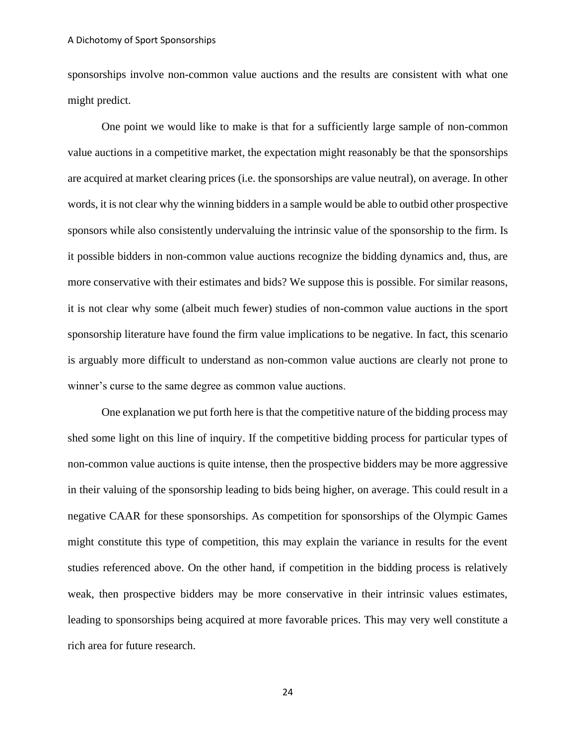sponsorships involve non-common value auctions and the results are consistent with what one might predict.

One point we would like to make is that for a sufficiently large sample of non-common value auctions in a competitive market, the expectation might reasonably be that the sponsorships are acquired at market clearing prices (i.e. the sponsorships are value neutral), on average. In other words, it is not clear why the winning bidders in a sample would be able to outbid other prospective sponsors while also consistently undervaluing the intrinsic value of the sponsorship to the firm. Is it possible bidders in non-common value auctions recognize the bidding dynamics and, thus, are more conservative with their estimates and bids? We suppose this is possible. For similar reasons, it is not clear why some (albeit much fewer) studies of non-common value auctions in the sport sponsorship literature have found the firm value implications to be negative. In fact, this scenario is arguably more difficult to understand as non-common value auctions are clearly not prone to winner's curse to the same degree as common value auctions.

One explanation we put forth here is that the competitive nature of the bidding process may shed some light on this line of inquiry. If the competitive bidding process for particular types of non-common value auctions is quite intense, then the prospective bidders may be more aggressive in their valuing of the sponsorship leading to bids being higher, on average. This could result in a negative CAAR for these sponsorships. As competition for sponsorships of the Olympic Games might constitute this type of competition, this may explain the variance in results for the event studies referenced above. On the other hand, if competition in the bidding process is relatively weak, then prospective bidders may be more conservative in their intrinsic values estimates, leading to sponsorships being acquired at more favorable prices. This may very well constitute a rich area for future research.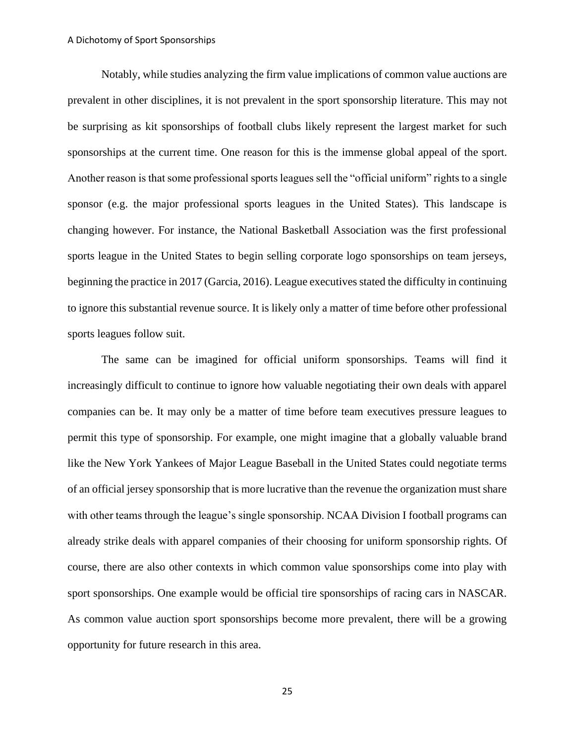Notably, while studies analyzing the firm value implications of common value auctions are prevalent in other disciplines, it is not prevalent in the sport sponsorship literature. This may not be surprising as kit sponsorships of football clubs likely represent the largest market for such sponsorships at the current time. One reason for this is the immense global appeal of the sport. Another reason is that some professional sports leagues sell the "official uniform" rights to a single sponsor (e.g. the major professional sports leagues in the United States). This landscape is changing however. For instance, the National Basketball Association was the first professional sports league in the United States to begin selling corporate logo sponsorships on team jerseys, beginning the practice in 2017 (Garcia, 2016). League executives stated the difficulty in continuing to ignore this substantial revenue source. It is likely only a matter of time before other professional sports leagues follow suit.

The same can be imagined for official uniform sponsorships. Teams will find it increasingly difficult to continue to ignore how valuable negotiating their own deals with apparel companies can be. It may only be a matter of time before team executives pressure leagues to permit this type of sponsorship. For example, one might imagine that a globally valuable brand like the New York Yankees of Major League Baseball in the United States could negotiate terms of an official jersey sponsorship that is more lucrative than the revenue the organization must share with other teams through the league's single sponsorship. NCAA Division I football programs can already strike deals with apparel companies of their choosing for uniform sponsorship rights. Of course, there are also other contexts in which common value sponsorships come into play with sport sponsorships. One example would be official tire sponsorships of racing cars in NASCAR. As common value auction sport sponsorships become more prevalent, there will be a growing opportunity for future research in this area.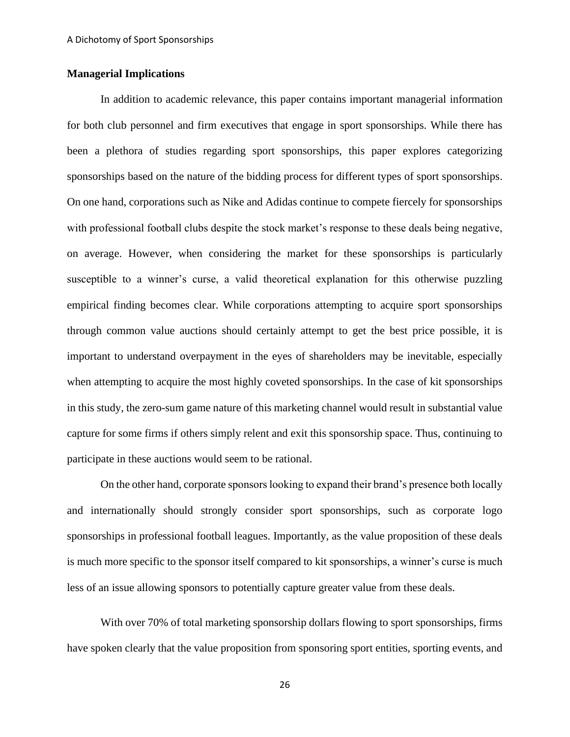## Managerial Implications

In addition to academic relevance, this paper contains important managerial information for both club personnel and firm executives that engage in sport sponsorships. While there has been a plethora of studies regarding sport sponsorships, this paper explores categorizing sponsorships based on the nature of the bidding process for different types of sport sponsorships. On one hand, corporations such as Nike and Adidas continue to compete fiercely for sponsorships with professional football clubs despite the stock market's response to these deals being negative, on average. However, when considering the market for these sponsorships is particularly susceptible to a winner's curse, a valid theoretical explanation for this otherwise puzzling empirical finding becomes clear. While corporations attempting to acquire sport sponsorships through common value auctions should certainly attempt to get the best price possible, it is important to understand overpayment in the eyes of shareholders may be inevitable, especially when attempting to acquire the most highly coveted sponsorships. In the case of kit sponsorships in this study, the zero-sum game nature of this marketing channel would result in substantial value capture for some firms if others simply relent and exit this sponsorship space. Thus, continuing to participate in these auctions would seem to be rational.

On the other hand, corporate sponsors looking to expand their brand's presence both locally and internationally should strongly consider sport sponsorships, such as corporate logo sponsorships in professional football leagues. Importantly, as the value proposition of these deals is much more specific to the sponsor itself compared to kit sponsorships, a winner's curse is much less of an issue allowing sponsors to potentially capture greater value from these deals.

With over 70% of total marketing sponsorship dollars flowing to sport sponsorships, firms have spoken clearly that the value proposition from sponsoring sport entities, sporting events, and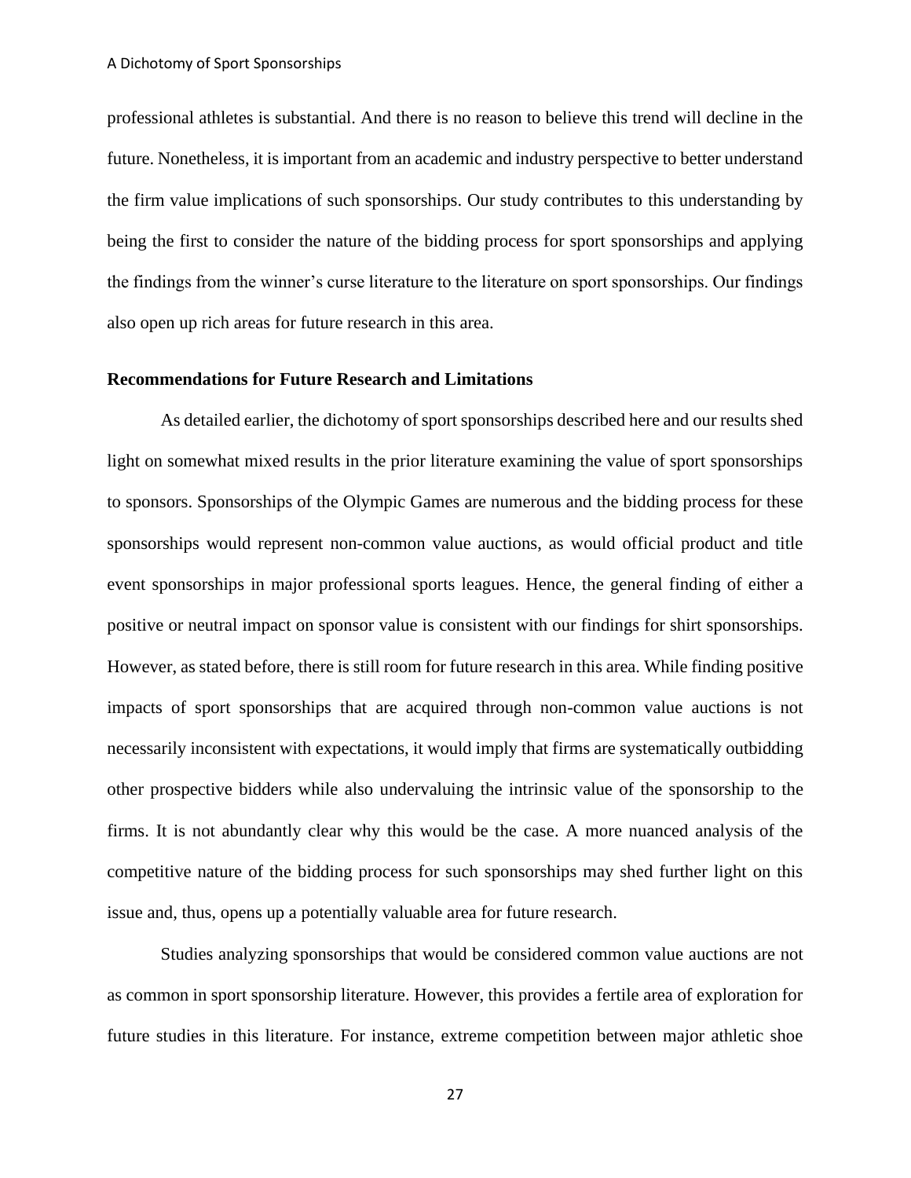professional athletes is substantial. And there is no reason to believe this trend will decline in the future. Nonetheless, it is important from an academic and industry perspective to better understand the firm value implications of such sponsorships. Our study contributes to this understanding by being the first to consider the nature of the bidding process for sport sponsorships and applying the findings from the winner's curse literature to the literature on sport sponsorships. Our findings also open up rich areas for future research in this area.

**Recommendations for Future Research and Limitations**

As detailed earlier, the dichotomy of sport sponsorships described here and our results shed light on somewhat mixed results in the prior literature examining the value of sport sponsorships to sponsors. Sponsorships of the Olympic Games are numerous and the bidding process for these sponsorships would represent non-common value auctions, as would official product and title event sponsorships in major professional sports leagues. Hence, the general finding of either a positive or neutral impact on sponsor value is consistent with our findings for shirt sponsorships. However, as stated before, there is still room for future research in this area. While finding positive impacts of sport sponsorships that are acquired through non-common value auctions is not necessarily inconsistent with expectations, it would imply that firms are systematically outbidding other prospective bidders while also undervaluing the intrinsic value of the sponsorship to the firms. It is not abundantly clear why this would be the case. A more nuanced analysis of the competitive nature of the bidding process for such sponsorships may shed further light on this issue and, thus, opens up a potentially valuable area for future research.

Studies analyzing sponsorships that would be considered common value auctions are not as common in sport sponsorship literature. However, this provides a fertile area of exploration for future studies in this literature. For instance, extreme competition between major athletic shoe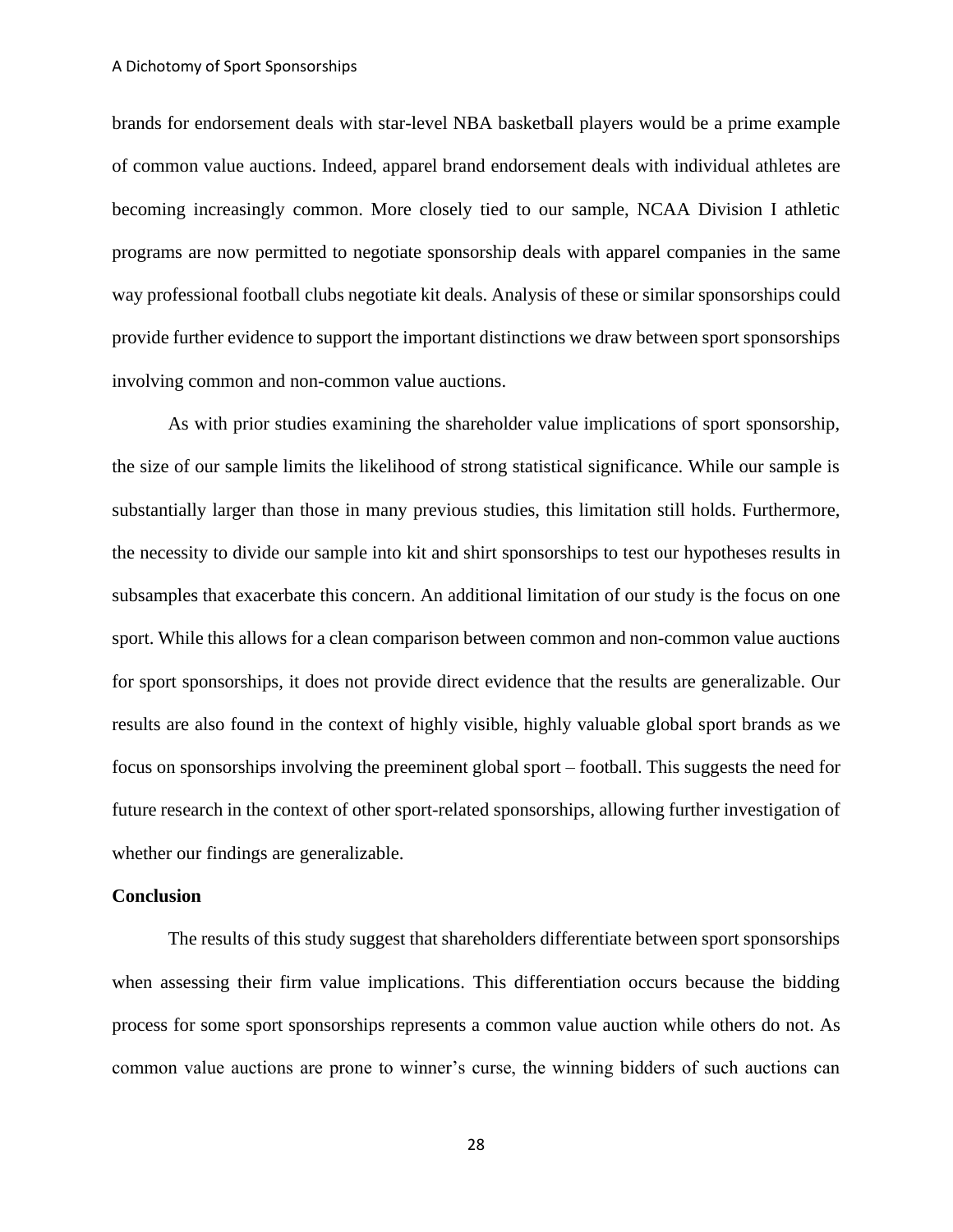brands for endorsement deals with star-level NBA basketball players would be a prime example of common value auctions. Indeed, apparel brand endorsement deals with individual athletes are becoming increasingly common. More closely tied to our sample, NCAA Division I athletic programs are now permitted to negotiate sponsorship deals with apparel companies in the same way professional football clubs negotiate kit deals. Analysis of these or similar sponsorships could provide further evidence to support the important distinctions we draw between sport sponsorships involving common and non-common value auctions.

As with prior studies examining the shareholder value implications of sport sponsorship, the size of our sample limits the likelihood of strong statistical significance. While our sample is substantially larger than those in many previous studies, this limitation still holds. Furthermore, the necessity to divide our sample into kit and shirt sponsorships to test our hypotheses results in subsamples that exacerbate this concern. An additional limitation of our study is the focus on one sport. While this allows for a clean comparison between common and non-common value auctions for sport sponsorships, it does not provide direct evidence that the results are generalizable. Our results are also found in the context of highly visible, highly valuable global sport brands as we focus on sponsorships involving the preeminent global sport – football. This suggests the need for future research in the context of other sport-related sponsorships, allowing further investigation of whether our findings are generalizable.

**Conclusion**

The results of this study suggest that shareholders differentiate between sport sponsorships when assessing their firm value implications. This differentiation occurs because the bidding process for some sport sponsorships represents a common value auction while others do not. As common value auctions are prone to winner's curse, the winning bidders of such auctions can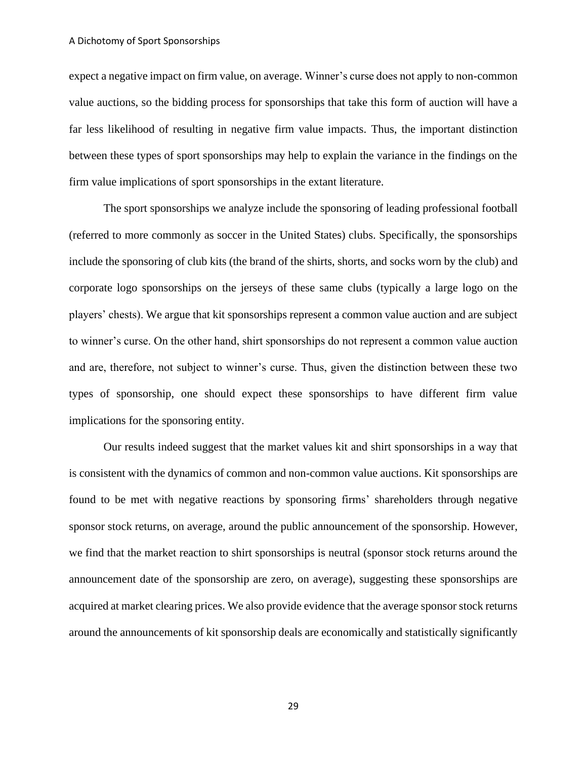expect a negative impact on firm value, on average. Winner's curse does not apply to non-common value auctions, so the bidding process for sponsorships that take this form of auction will have a far less likelihood of resulting in negative firm value impacts. Thus, the important distinction between these types of sport sponsorships may help to explain the variance in the findings on the firm value implications of sport sponsorships in the extant literature.

The sport sponsorships we analyze include the sponsoring of leading professional football (referred to more commonly as soccer in the United States) clubs. Specifically, the sponsorships include the sponsoring of club kits (the brand of the shirts, shorts, and socks worn by the club) and corporate logo sponsorships on the jerseys of these same clubs (typically a large logo on the players' chests). We argue that kit sponsorships represent a common value auction and are subject to winner's curse. On the other hand, shirt sponsorships do not represent a common value auction and are, therefore, not subject to winner's curse. Thus, given the distinction between these two types of sponsorship, one should expect these sponsorships to have different firm value implications for the sponsoring entity.

Our results indeed suggest that the market values kit and shirt sponsorships in a way that is consistent with the dynamics of common and non-common value auctions. Kit sponsorships are found to be met with negative reactions by sponsoring firms' shareholders through negative sponsor stock returns, on average, around the public announcement of the sponsorship. However, we find that the market reaction to shirt sponsorships is neutral (sponsor stock returns around the announcement date of the sponsorship are zero, on average), suggesting these sponsorships are acquired at market clearing prices. We also provide evidence that the average sponsor stock returns around the announcements of kit sponsorship deals are economically and statistically significantly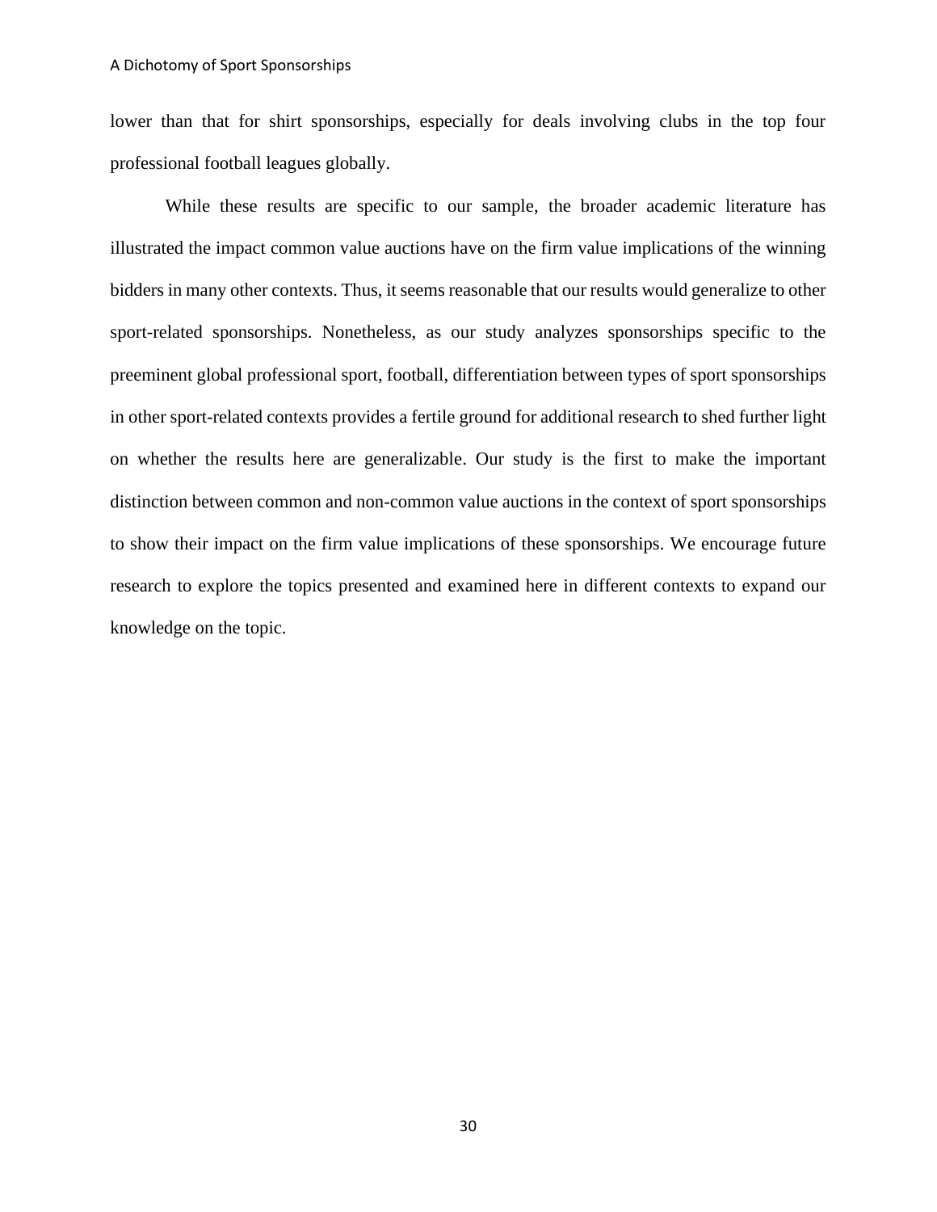lower than that for shirt sponsorships, especially for deals involving clubs in the top four professional football leagues globally.

While these results are specific to our sample, the broader academic literature has illustrated the impact common value auctions have on the firm value implications of the winning bidders in many other contexts. Thus, it seems reasonable that our results would generalize to other sport-related sponsorships. Nonetheless, as our study analyzes sponsorships specific to the preeminent global professional sport, football, differentiation between types of sport sponsorships in other sport-related contexts provides a fertile ground for additional research to shed further light on whether the results here are generalizable. Our study is the first to make the important distinction between common and non-common value auctions in the context of sport sponsorships to show their impact on the firm value implications of these sponsorships. We encourage future research to explore the topics presented and examined here in different contexts to expand our knowledge on the topic.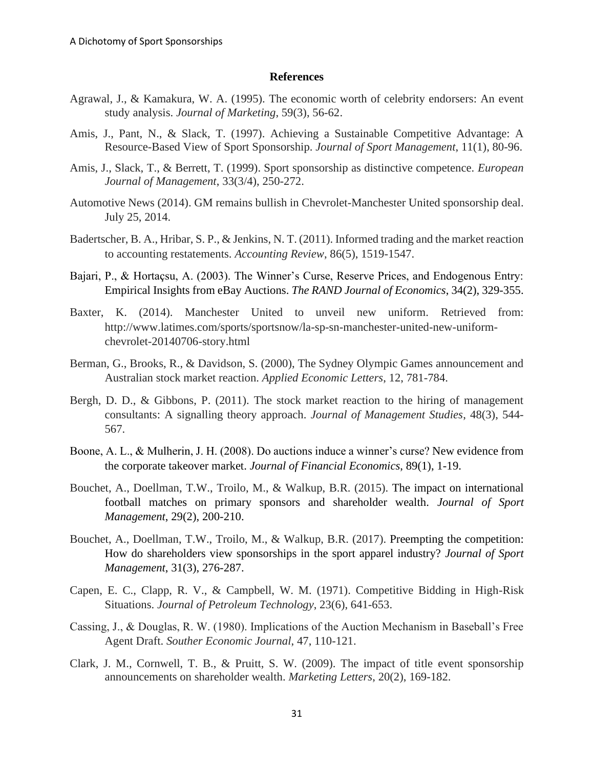## References

Agrawal, J., & Kamakura, W. A. (1995). The economic worth of celebrity endorsers: An event study analysis. *Journal of Marketing*, 59(3), 56-62.

Amis, J., Pant, N., & Slack, T. (1997). Achieving a Sustainable Competitive Advantage: A Resource-Based View of Sport Sponsorship. *Journal of Sport Management*, 11(1), 80-96.

Amis, J., Slack, T., & Berrett, T. (1999). Sport sponsorship as distinctive competence. *European Journal of Management*, 33(3/4), 250-272.

Automotive News (2014). GM remains bullish in Chevrolet-Manchester United sponsorship deal. July 25, 2014.

Badertscher, B. A., Hribar, S. P., & Jenkins, N. T. (2011). Informed trading and the market reaction to accounting restatements. *Accounting Review*, 86(5), 1519-1547.

Bajari, P., & Hortaçsu, A. (2003). The Winner's Curse, Reserve Prices, and Endogenous Entry: Empirical Insights from eBay Auctions. *The RAND Journal of Economics*, 34(2), 329-355.

Baxter, K. (2014). Manchester United to unveil new uniform. Retrieved from: http://www.latimes.com/sports/sportsnow/la-sp-sn-manchester-united-new-uniform-chevrolet-20140706-story.html

Berman, G., Brooks, R., & Davidson, S. (2000), The Sydney Olympic Games announcement and Australian stock market reaction. *Applied Economic Letters*, 12, 781-784.

Bergh, D. D., & Gibbons, P. (2011). The stock market reaction to the hiring of management consultants: A signalling theory approach. *Journal of Management Studies*, 48(3), 544-567.

Boone, A. L., & Mulherin, J. H. (2008). Do auctions induce a winner's curse? New evidence from the corporate takeover market. *Journal of Financial Economics*, 89(1), 1-19.

Bouchet, A., Doellman, T.W., Troilo, M., & Walkup, B.R. (2015). The impact on international football matches on primary sponsors and shareholder wealth. *Journal of Sport Management*, 29(2), 200-210.

Bouchet, A., Doellman, T.W., Troilo, M., & Walkup, B.R. (2017). Preempting the competition: How do shareholders view sponsorships in the sport apparel industry? *Journal of Sport Management*, 31(3), 276-287.

Capen, E. C., Clapp, R. V., & Campbell, W. M. (1971). Competitive Bidding in High-Risk Situations. *Journal of Petroleum Technology*, 23(6), 641-653.

Cassing, J., & Douglas, R. W. (1980). Implications of the Auction Mechanism in Baseball's Free Agent Draft. *Souther Economic Journal*, 47, 110-121.

Clark, J. M., Cornwell, T. B., & Pruitt, S. W. (2009). The impact of title event sponsorship announcements on shareholder wealth. *Marketing Letters*, 20(2), 169-182.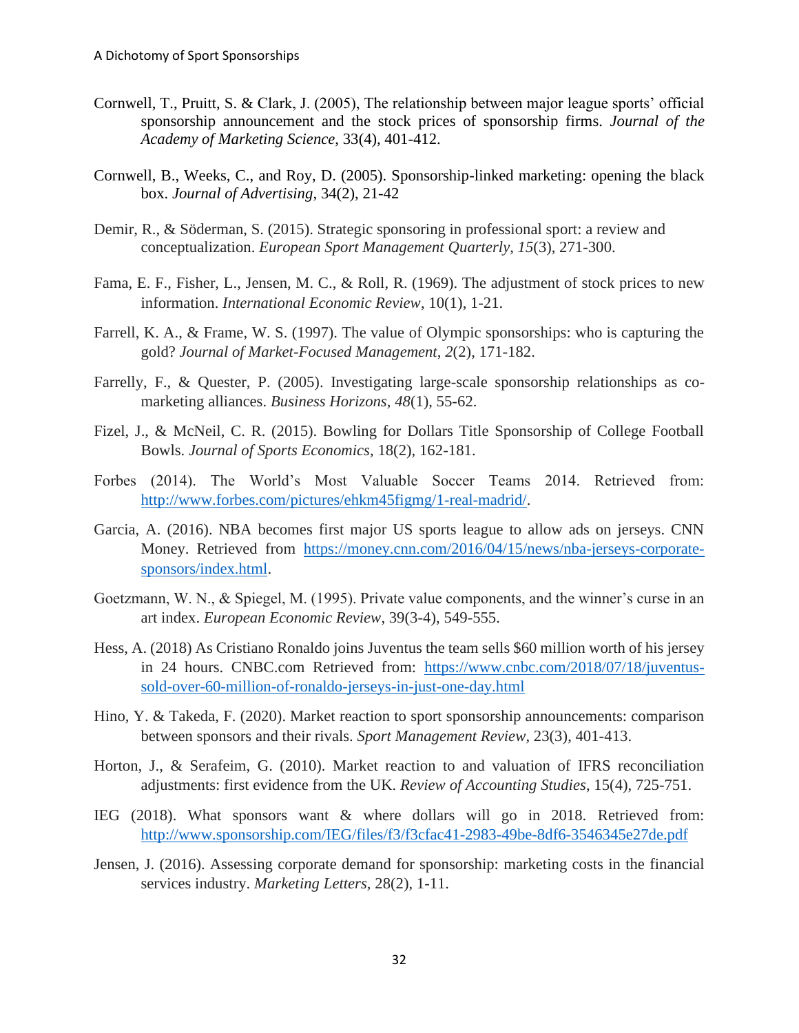Cornwell, T., Pruitt, S. & Clark, J. (2005), The relationship between major league sports' official sponsorship announcement and the stock prices of sponsorship firms. *Journal of the Academy of Marketing Science*, 33(4), 401-412.

Cornwell, B., Weeks, C., and Roy, D. (2005). Sponsorship-linked marketing: opening the black box. *Journal of Advertising*, 34(2), 21-42

Demir, R., & Söderman, S. (2015). Strategic sponsoring in professional sport: a review and conceptualization. *European Sport Management Quarterly*, *15*(3), 271-300.

Fama, E. F., Fisher, L., Jensen, M. C., & Roll, R. (1969). The adjustment of stock prices to new information. *International Economic Review*, 10(1), 1-21.

Farrell, K. A., & Frame, W. S. (1997). The value of Olympic sponsorships: who is capturing the gold? *Journal of Market-Focused Management*, *2*(2), 171-182.

Farrelly, F., & Quester, P. (2005). Investigating large-scale sponsorship relationships as co-marketing alliances. *Business Horizons*, *48*(1), 55-62.

Fizel, J., & McNeil, C. R. (2015). Bowling for Dollars Title Sponsorship of College Football Bowls. *Journal of Sports Economics*, 18(2), 162-181.

Forbes (2014). The World's Most Valuable Soccer Teams 2014. Retrieved from: http://www.forbes.com/pictures/ehkm45figmg/1-real-madrid/.

Garcia, A. (2016). NBA becomes first major US sports league to allow ads on jerseys. CNN Money. Retrieved from https://money.cnn.com/2016/04/15/news/nba-jerseys-corporate-sponsors/index.html.

Goetzmann, W. N., & Spiegel, M. (1995). Private value components, and the winner's curse in an art index. *European Economic Review*, 39(3-4), 549-555.

Hess, A. (2018) As Cristiano Ronaldo joins Juventus the team sells $60 million worth of his jersey in 24 hours. CNBC.com Retrieved from: https://www.cnbc.com/2018/07/18/juventus-sold-over-60-million-of-ronaldo-jerseys-in-just-one-day.html

Hino, Y. & Takeda, F. (2020). Market reaction to sport sponsorship announcements: comparison between sponsors and their rivals. *Sport Management Review*, 23(3), 401-413.

Horton, J., & Serafeim, G. (2010). Market reaction to and valuation of IFRS reconciliation adjustments: first evidence from the UK. *Review of Accounting Studies*, 15(4), 725-751.

IEG (2018). What sponsors want & where dollars will go in 2018. Retrieved from: http://www.sponsorship.com/IEG/files/f3/f3cfac41-2983-49be-8df6-3546345e27de.pdf

Jensen, J. (2016). Assessing corporate demand for sponsorship: marketing costs in the financial services industry. *Marketing Letters,* 28(2), 1-11.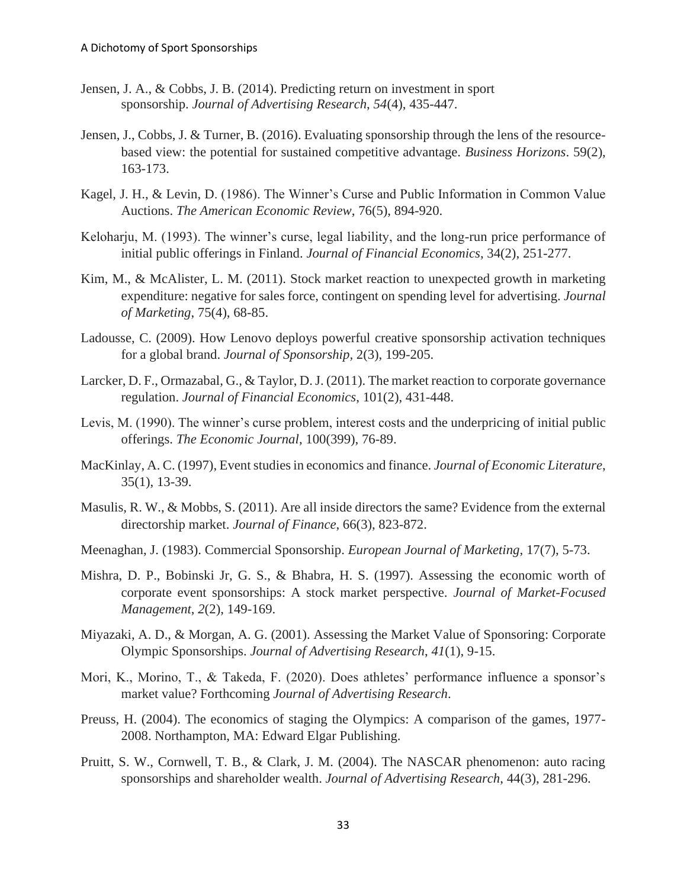Jensen, J. A., & Cobbs, J. B. (2014). Predicting return on investment in sport sponsorship. *Journal of Advertising Research*, *54*(4), 435-447.

Jensen, J., Cobbs, J. & Turner, B. (2016). Evaluating sponsorship through the lens of the resource-based view: the potential for sustained competitive advantage. *Business Horizons*. 59(2), 163-173.

Kagel, J. H., & Levin, D. (1986). The Winner's Curse and Public Information in Common Value Auctions. *The American Economic Review*, 76(5), 894-920.

Keloharju, M. (1993). The winner's curse, legal liability, and the long-run price performance of initial public offerings in Finland. *Journal of Financial Economics*, 34(2), 251-277.

Kim, M., & McAlister, L. M. (2011). Stock market reaction to unexpected growth in marketing expenditure: negative for sales force, contingent on spending level for advertising. *Journal of Marketing*, 75(4), 68-85.

Ladousse, C. (2009). How Lenovo deploys powerful creative sponsorship activation techniques for a global brand. *Journal of Sponsorship*, 2(3), 199-205.

Larcker, D. F., Ormazabal, G., & Taylor, D. J. (2011). The market reaction to corporate governance regulation. *Journal of Financial Economics*, 101(2), 431-448.

Levis, M. (1990). The winner's curse problem, interest costs and the underpricing of initial public offerings. *The Economic Journal*, 100(399), 76-89.

MacKinlay, A. C. (1997), Event studies in economics and finance. *Journal of Economic Literature*, 35(1), 13-39.

Masulis, R. W., & Mobbs, S. (2011). Are all inside directors the same? Evidence from the external directorship market. *Journal of Finance*, 66(3), 823-872.

Meenaghan, J. (1983). Commercial Sponsorship. *European Journal of Marketing*, 17(7), 5-73.

Mishra, D. P., Bobinski Jr, G. S., & Bhabra, H. S. (1997). Assessing the economic worth of corporate event sponsorships: A stock market perspective. *Journal of Market-Focused Management*, *2*(2), 149-169.

Miyazaki, A. D., & Morgan, A. G. (2001). Assessing the Market Value of Sponsoring: Corporate Olympic Sponsorships. *Journal of Advertising Research*, *41*(1), 9-15.

Mori, K., Morino, T., & Takeda, F. (2020). Does athletes' performance influence a sponsor's market value? Forthcoming *Journal of Advertising Research*.

Preuss, H. (2004). The economics of staging the Olympics: A comparison of the games, 1977-2008. Northampton, MA: Edward Elgar Publishing.

Pruitt, S. W., Cornwell, T. B., & Clark, J. M. (2004). The NASCAR phenomenon: auto racing sponsorships and shareholder wealth. *Journal of Advertising Research*, 44(3), 281-296.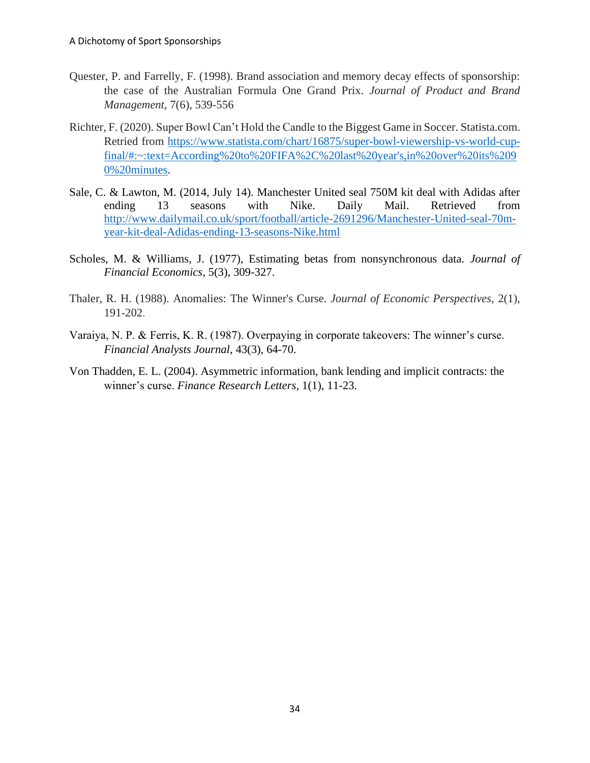Quester, P. and Farrelly, F. (1998). Brand association and memory decay effects of sponsorship: the case of the Australian Formula One Grand Prix. *Journal of Product and Brand Management*, 7(6), 539-556

Richter, F. (2020). Super Bowl Can't Hold the Candle to the Biggest Game in Soccer. Statista.com. Retried from [https://www.statista.com/chart/16875/super-bowl-viewership-vs-world-cup-final/#:~:text=According%20to%20FIFA%2C%20last%20year's,in%20over%20its%2090%20minutes](https://www.statista.com/chart/16875/super-bowl-viewership-vs-world-cup-final/#:~:text=According%20to%20FIFA%2C%20last%20year's,in%20over%20its%2090%20minutes).

Sale, C. & Lawton, M. (2014, July 14). Manchester United seal 750M kit deal with Adidas after ending 13 seasons with Nike. Daily Mail. Retrieved from [http://www.dailymail.co.uk/sport/football/article-2691296/Manchester-United-seal-70m-year-kit-deal-Adidas-ending-13-seasons-Nike.html](http://www.dailymail.co.uk/sport/football/article-2691296/Manchester-United-seal-70m-year-kit-deal-Adidas-ending-13-seasons-Nike.html)

Scholes, M. & Williams, J. (1977), Estimating betas from nonsynchronous data. *Journal of Financial Economics*, 5(3), 309-327.

Thaler, R. H. (1988). Anomalies: The Winner's Curse. *Journal of Economic Perspectives*, 2(1), 191-202.

Varaiya, N. P. & Ferris, K. R. (1987). Overpaying in corporate takeovers: The winner's curse. *Financial Analysts Journal*, 43(3), 64-70.

Von Thadden, E. L. (2004). Asymmetric information, bank lending and implicit contracts: the winner's curse. *Finance Research Letters*, 1(1), 11-23.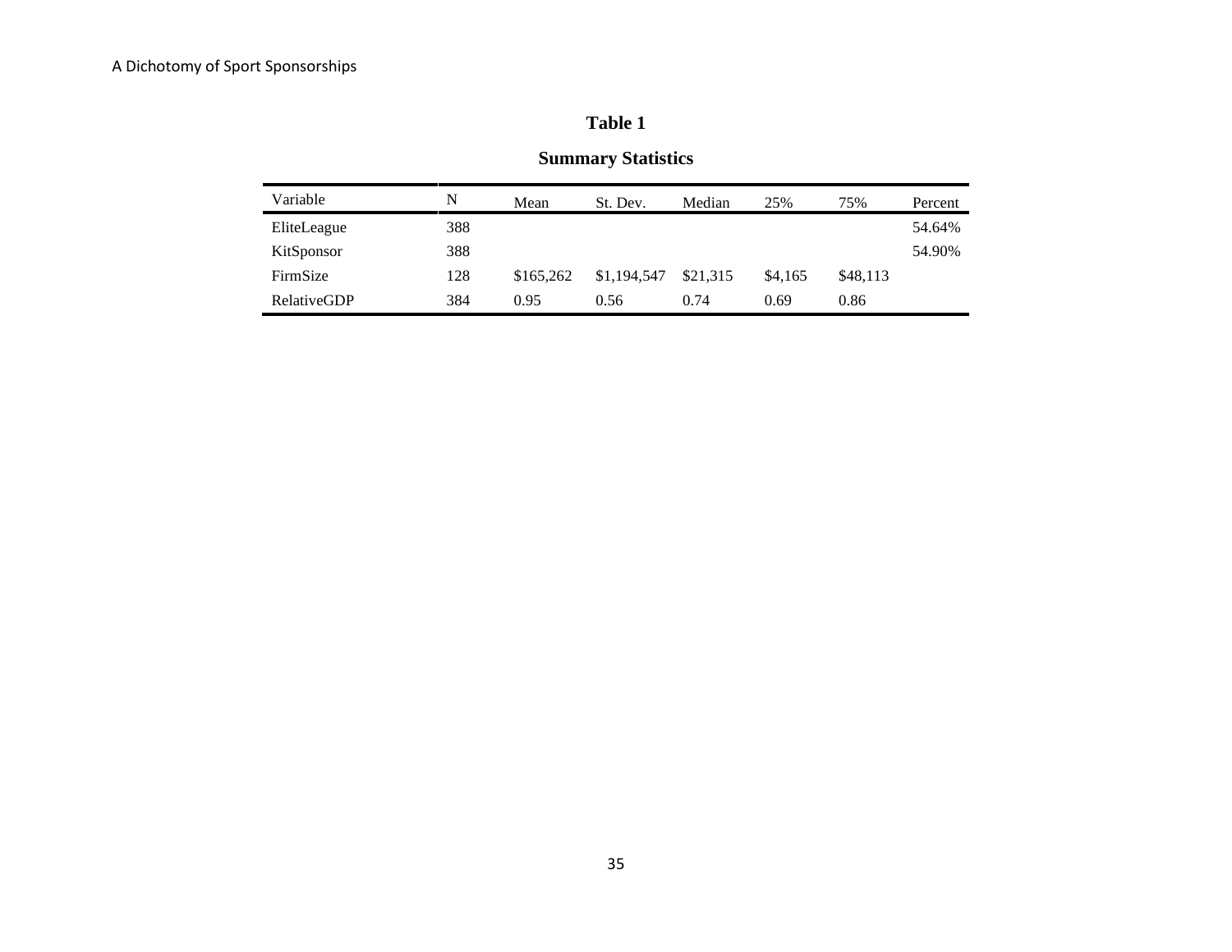**Table 1**

**Summary Statistics**

| Variable | N | Mean | St. Dev. | Median | 25% | 75% | Percent |
|---|---|---|---|---|---|---|---|
| EliteLeague | 388 | | | | | | 54.64% |
| KitSponsor | 388 | | | | | | 54.90% |
| FirmSize | 128 | $165,262 | $1,194,547 | $21,315 | $4,165 | $48,113 | |
| RelativeGDP | 384 | 0.95 | 0.56 | 0.74 | 0.69 | 0.86 | |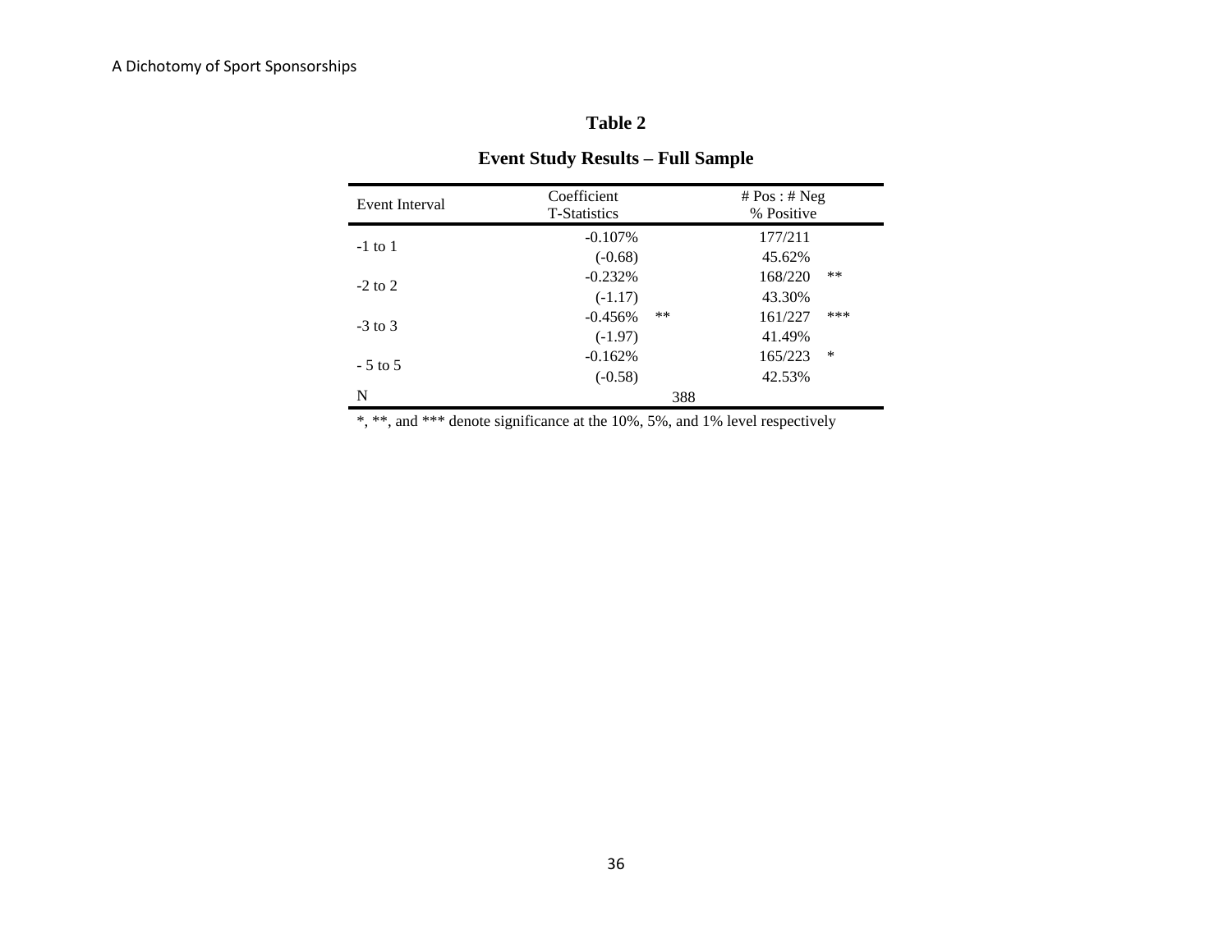## Table 2

### Event Study Results – Full Sample

| Event Interval | Coefficient<br>T-Statistics | | # Pos : # Neg<br>% Positive | |
|---|---|---|---|---|
| -1 to 1 | -0.107% | | 177/211 | |
| | (-0.68) | | 45.62% | |
| -2 to 2 | -0.232% | | 168/220 | ** |
| | (-1.17) | | 43.30% | |
| -3 to 3 | -0.456% | ** | 161/227 | *** |
| | (-1.97) | | 41.49% | |
| - 5 to 5 | -0.162% | | 165/223 | * |
| | (-0.58) | | 42.53% | |
| N | 388 | | | |

*, **, and *** denote significance at the 10%, 5%, and 1% level respectively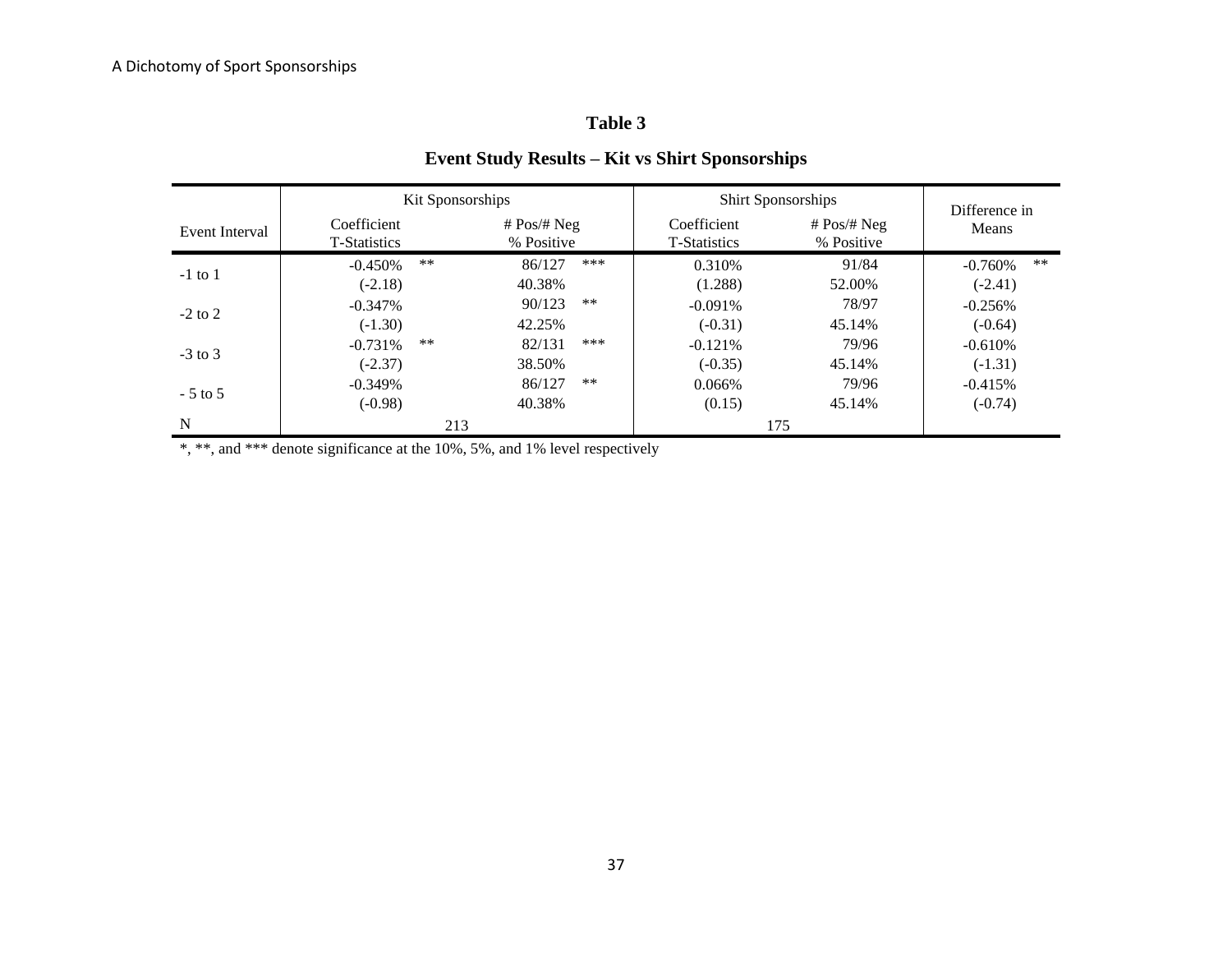**Table 3**

**Event Study Results – Kit vs Shirt Sponsorships**

| Event Interval | Kit Sponsorships | | Shirt Sponsorships | | Difference in Means |
|---|---|---|---|---|---|
| | Coefficient<br>T-Statistics | # Pos/# Neg<br>% Positive | Coefficient<br>T-Statistics | # Pos/# Neg<br>% Positive | |
| -1 to 1 | -0.450% **<br>(-2.18) | 86/127 ***<br>40.38% | 0.310%<br>(1.288) | 91/84<br>52.00% | -0.760% **<br>(-2.41) |
| -2 to 2 | -0.347%<br>(-1.30) | 90/123 **<br>42.25% | -0.091%<br>(-0.31) | 78/97<br>45.14% | -0.256%<br>(-0.64) |
| -3 to 3 | -0.731% **<br>(-2.37) | 82/131 ***<br>38.50% | -0.121%<br>(-0.35) | 79/96<br>45.14% | -0.610%<br>(-1.31) |
| - 5 to 5 | -0.349%<br>(-0.98) | 86/127 **<br>40.38% | 0.066%<br>(0.15) | 79/96<br>45.14% | -0.415%<br>(-0.74) |
| N | 213 | | 175 | | |

*, **, and *** denote significance at the 10%, 5%, and 1% level respectively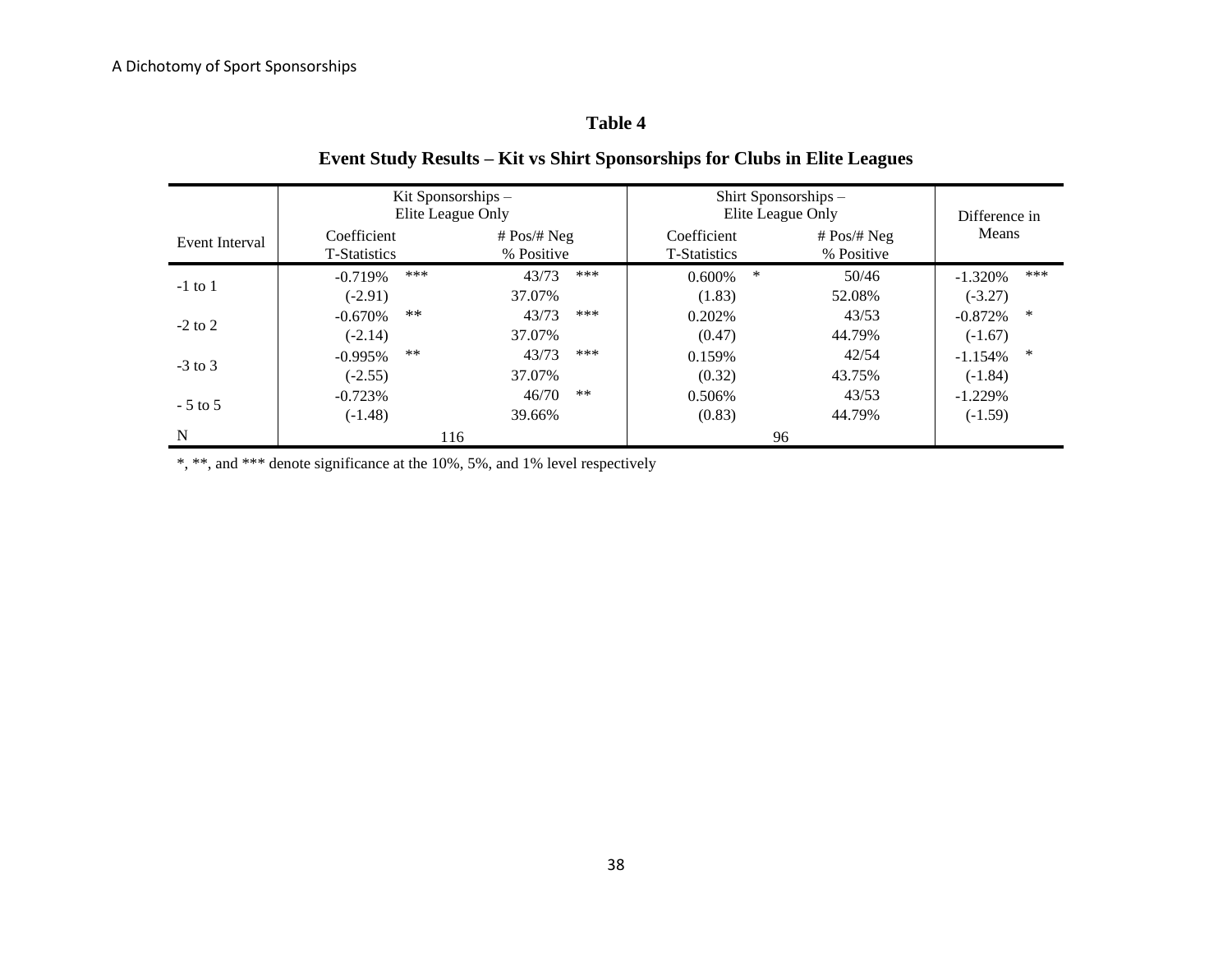# Table 4

## Event Study Results – Kit vs Shirt Sponsorships for Clubs in Elite Leagues

| Event Interval | Kit Sponsorships – Elite League Only | | Shirt Sponsorships – Elite League Only | | Difference in Means |
|---|---|---|---|---|---|
| | Coefficient T-Statistics | # Pos/# Neg % Positive | Coefficient T-Statistics | # Pos/# Neg % Positive | |
| -1 to 1 | -0.719% *** | 43/73 *** | 0.600% * | 50/46 | -1.320% *** |
| | (-2.91) | 37.07% | (1.83) | 52.08% | (-3.27) |
| -2 to 2 | -0.670% ** | 43/73 *** | 0.202% | 43/53 | -0.872% * |
| | (-2.14) | 37.07% | (0.47) | 44.79% | (-1.67) |
| -3 to 3 | -0.995% ** | 43/73 *** | 0.159% | 42/54 | -1.154% * |
| | (-2.55) | 37.07% | (0.32) | 43.75% | (-1.84) |
| - 5 to 5 | -0.723% | 46/70 ** | 0.506% | 43/53 | -1.229% |
| | (-1.48) | 39.66% | (0.83) | 44.79% | (-1.59) |
| N | 116 | | 96 | | |

*, **, and *** denote significance at the 10%, 5%, and 1% level respectively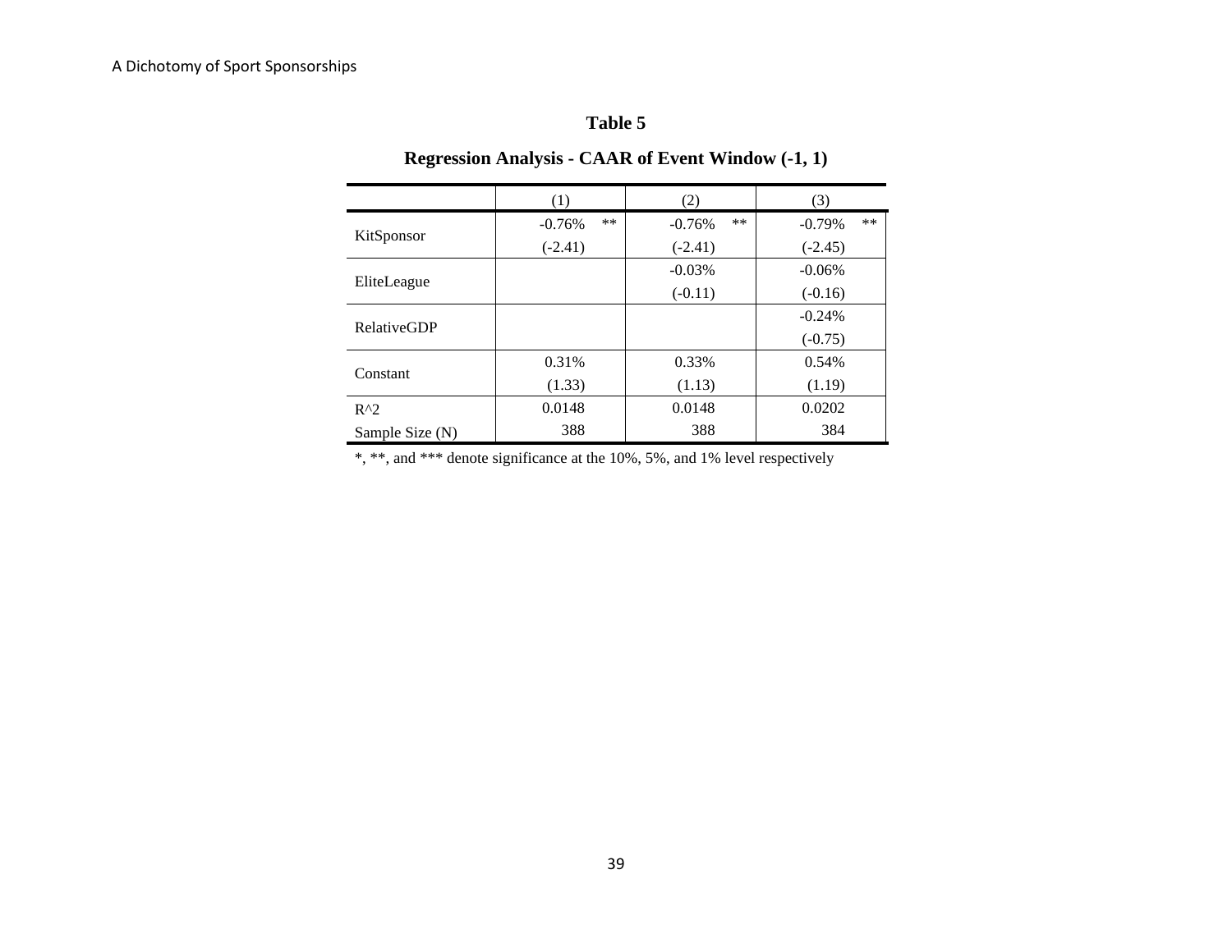**Table 5**

**Regression Analysis - CAAR of Event Window (-1, 1)**

| | (1) | (2) | (3) |
|---|---|---|---|
| KitSponsor | -0.76% ** | -0.76% ** | -0.79% ** |
| | (-2.41) | (-2.41) | (-2.45) |
| EliteLeague | | -0.03% | -0.06% |
| | | (-0.11) | (-0.16) |
| RelativeGDP | | | -0.24% |
| | | | (-0.75) |
| Constant | 0.31% | 0.33% | 0.54% |
| | (1.33) | (1.13) | (1.19) |
| R^2 | 0.0148 | 0.0148 | 0.0202 |
| Sample Size (N) | 388 | 388 | 384 |

*, **, and *** denote significance at the 10%, 5%, and 1% level respectively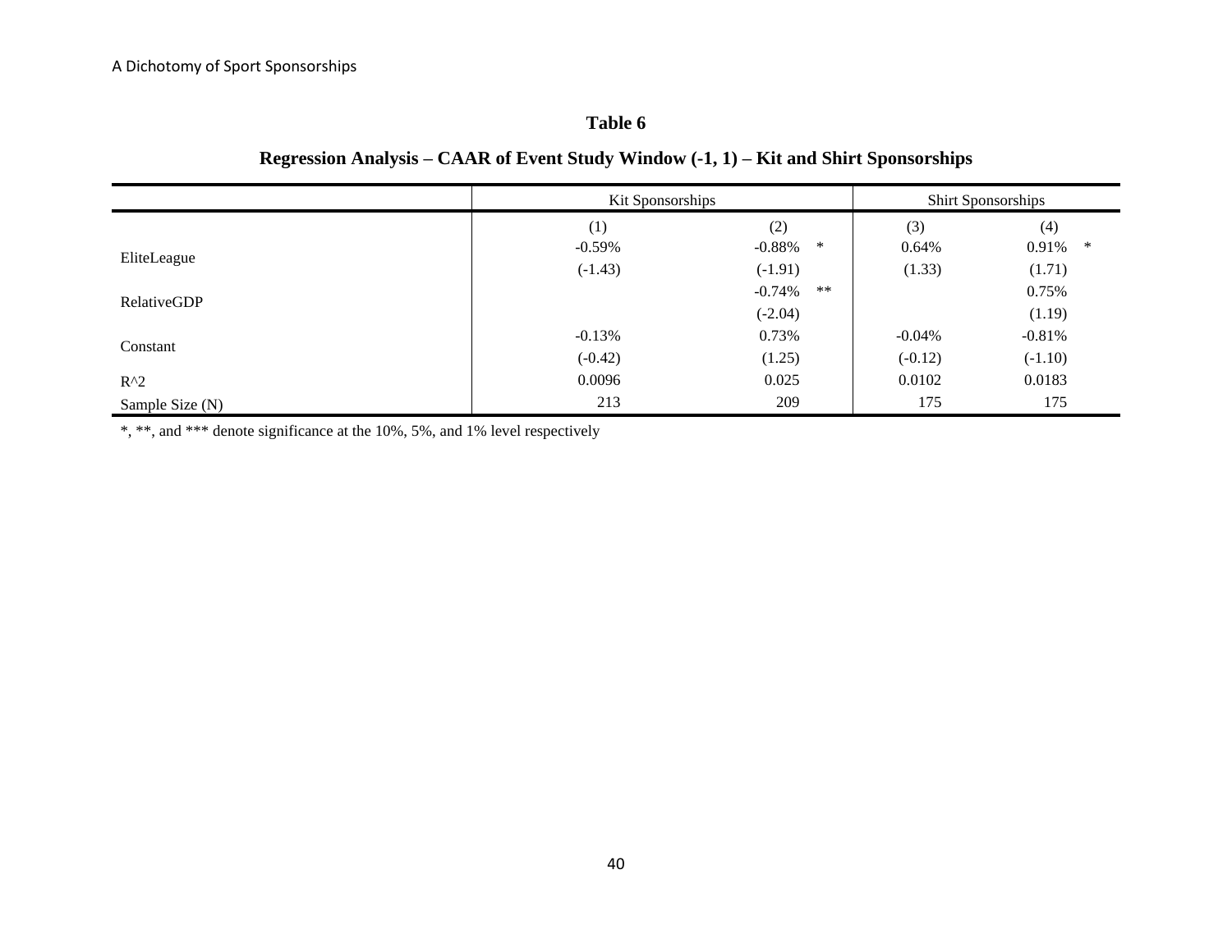**Table 6**

**Regression Analysis – CAAR of Event Study Window (-1, 1) – Kit and Shirt Sponsorships**

| | Kit Sponsorships | | Shirt Sponsorships | |
|---|---|---|---|---|
| | (1) | (2) | (3) | (4) |
| EliteLeague | -0.59% | -0.88% * | 0.64% | 0.91% * |
| | (-1.43) | (-1.91) | (1.33) | (1.71) |
| RelativeGDP | | -0.74% ** | | 0.75% |
| | | (-2.04) | | (1.19) |
| Constant | -0.13% | 0.73% | -0.04% | -0.81% |
| | (-0.42) | (1.25) | (-0.12) | (-1.10) |
| R^2 | 0.0096 | 0.025 | 0.0102 | 0.0183 |
| Sample Size (N) | 213 | 209 | 175 | 175 |

*, **, and *** denote significance at the 10%, 5%, and 1% level respectively